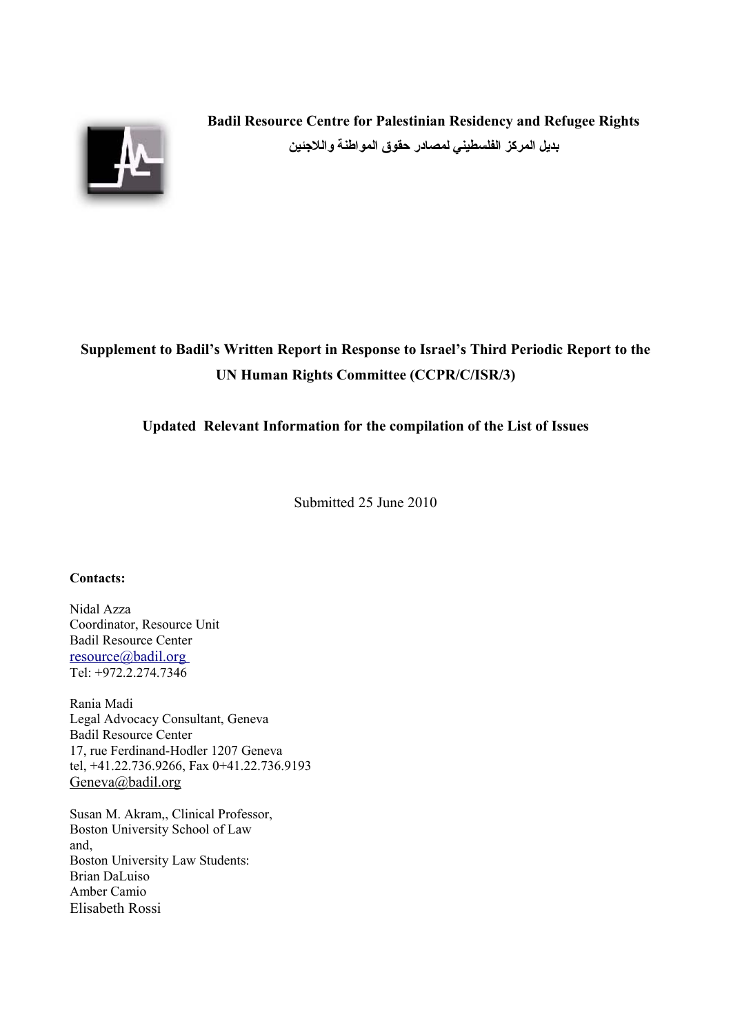**Badil Resource Centre for Palestinian Residency and Refugee Rights**

**بديل المركز الفلسطيني لمصادر حقوق المواطنة واللاجئين**

# Supplement to Badil's Written Report in Response to Israel's Third Periodic Report to the UN Human Rights Committee (CCPR/C/ISR/3)

## Updated Relevant Information for the compilation of the List of Issues

Submitted 25 June 2010

**Contacts:**

Nidal Azza
Coordinator, Resource Unit
Badil Resource Center
resource@badil.org
Tel: +972.2.274.7346

Rania Madi
Legal Advocacy Consultant, Geneva
Badil Resource Center
17, rue Ferdinand-Hodler 1207 Geneva
tel, +41.22.736.9266, Fax 0+41.22.736.9193
Geneva@badil.org

Susan M. Akram,, Clinical Professor,
Boston University School of Law
and,
Boston University Law Students:
Brian DaLuiso
Amber Camio
Elisabeth Rossi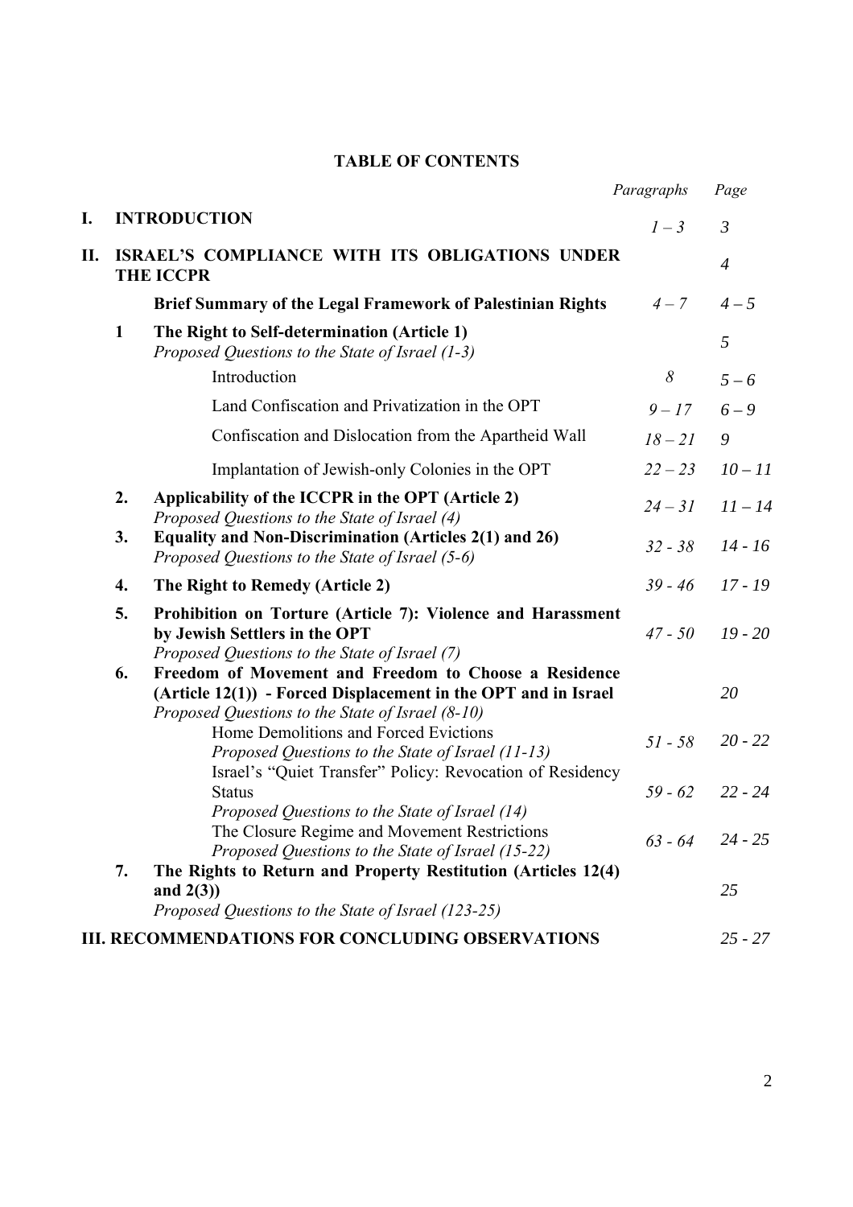**TABLE OF CONTENTS**

| | | *Paragraphs* | *Page* |
|---|---|---|---|
| **I.** | **INTRODUCTION** | *1 – 3* | *3* |
| **II.** | **ISRAEL'S COMPLIANCE WITH ITS OBLIGATIONS UNDER THE ICCPR** | | *4* |
| | **Brief Summary of the Legal Framework of Palestinian Rights** | *4 – 7* | *4 – 5* |
| **1** | **The Right to Self-determination (Article 1)**<br>*Proposed Questions to the State of Israel (1-3)* | | *5* |
| | Introduction | *8* | *5 – 6* |
| | Land Confiscation and Privatization in the OPT | *9 – 17* | *6 – 9* |
| | Confiscation and Dislocation from the Apartheid Wall | *18 – 21* | *9* |
| | Implantation of Jewish-only Colonies in the OPT | *22 – 23* | *10 – 11* |
| **2.** | **Applicability of the ICCPR in the OPT (Article 2)**<br>*Proposed Questions to the State of Israel (4)* | *24 – 31* | *11 – 14* |
| **3.** | **Equality and Non-Discrimination (Articles 2(1) and 26)**<br>*Proposed Questions to the State of Israel (5-6)* | *32 - 38* | *14 - 16* |
| **4.** | **The Right to Remedy (Article 2)** | *39 - 46* | *17 - 19* |
| **5.** | **Prohibition on Torture (Article 7): Violence and Harassment by Jewish Settlers in the OPT**<br>*Proposed Questions to the State of Israel (7)* | *47 - 50* | *19 - 20* |
| **6.** | **Freedom of Movement and Freedom to Choose a Residence (Article 12(1)) - Forced Displacement in the OPT and in Israel**<br>*Proposed Questions to the State of Israel (8-10)* | | *20* |
| | Home Demolitions and Forced Evictions<br>*Proposed Questions to the State of Israel (11-13)* | *51 - 58* | *20 - 22* |
| | Israel's "Quiet Transfer" Policy: Revocation of Residency Status<br>*Proposed Questions to the State of Israel (14)* | *59 - 62* | *22 - 24* |
| | The Closure Regime and Movement Restrictions<br>*Proposed Questions to the State of Israel (15-22)* | *63 - 64* | *24 - 25* |
| **7.** | **The Rights to Return and Property Restitution (Articles 12(4) and 2(3))**<br>*Proposed Questions to the State of Israel (123-25)* | | *25* |
| **III.** | **RECOMMENDATIONS FOR CONCLUDING OBSERVATIONS** | | *25 - 27* |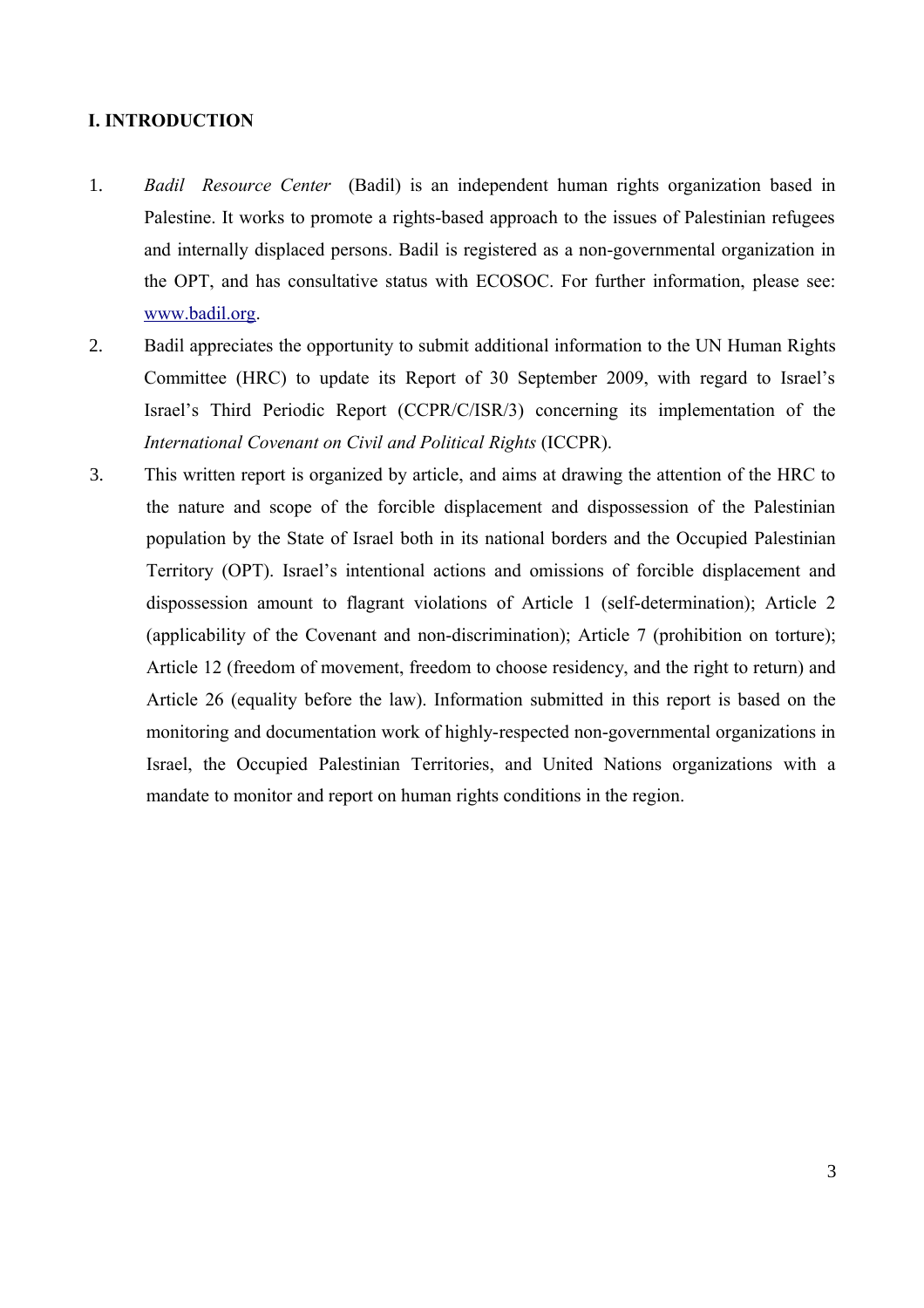# I. INTRODUCTION

1. *Badil Resource Center* (Badil) is an independent human rights organization based in Palestine. It works to promote a rights-based approach to the issues of Palestinian refugees and internally displaced persons. Badil is registered as a non-governmental organization in the OPT, and has consultative status with ECOSOC. For further information, please see: www.badil.org.
2. Badil appreciates the opportunity to submit additional information to the UN Human Rights Committee (HRC) to update its Report of 30 September 2009, with regard to Israel's Israel's Third Periodic Report (CCPR/C/ISR/3) concerning its implementation of the *International Covenant on Civil and Political Rights* (ICCPR).
3. This written report is organized by article, and aims at drawing the attention of the HRC to the nature and scope of the forcible displacement and dispossession of the Palestinian population by the State of Israel both in its national borders and the Occupied Palestinian Territory (OPT). Israel's intentional actions and omissions of forcible displacement and dispossession amount to flagrant violations of Article 1 (self-determination); Article 2 (applicability of the Covenant and non-discrimination); Article 7 (prohibition on torture); Article 12 (freedom of movement, freedom to choose residency, and the right to return) and Article 26 (equality before the law). Information submitted in this report is based on the monitoring and documentation work of highly-respected non-governmental organizations in Israel, the Occupied Palestinian Territories, and United Nations organizations with a mandate to monitor and report on human rights conditions in the region.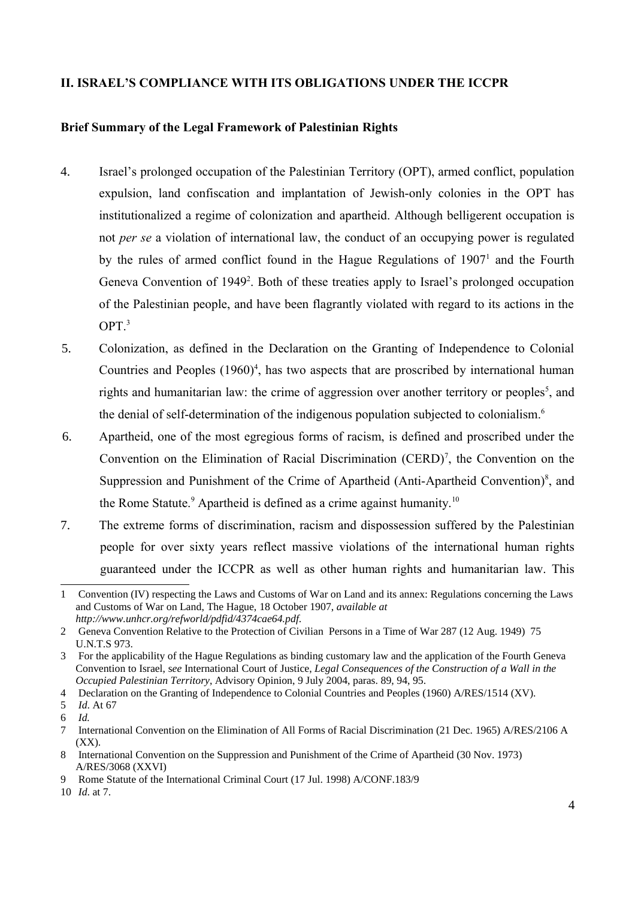## II. ISRAEL'S COMPLIANCE WITH ITS OBLIGATIONS UNDER THE ICCPR

### Brief Summary of the Legal Framework of Palestinian Rights

4. Israel's prolonged occupation of the Palestinian Territory (OPT), armed conflict, population expulsion, land confiscation and implantation of Jewish-only colonies in the OPT has institutionalized a regime of colonization and apartheid. Although belligerent occupation is not *per se* a violation of international law, the conduct of an occupying power is regulated by the rules of armed conflict found in the Hague Regulations of 1907[1] and the Fourth Geneva Convention of 1949[2]. Both of these treaties apply to Israel's prolonged occupation of the Palestinian people, and have been flagrantly violated with regard to its actions in the OPT.[3]

5. Colonization, as defined in the Declaration on the Granting of Independence to Colonial Countries and Peoples (1960)[4], has two aspects that are proscribed by international human rights and humanitarian law: the crime of aggression over another territory or peoples[5], and the denial of self-determination of the indigenous population subjected to colonialism.[6]

6. Apartheid, one of the most egregious forms of racism, is defined and proscribed under the Convention on the Elimination of Racial Discrimination (CERD)[7], the Convention on the Suppression and Punishment of the Crime of Apartheid (Anti-Apartheid Convention)[8], and the Rome Statute.[9] Apartheid is defined as a crime against humanity.[10]

7. The extreme forms of discrimination, racism and dispossession suffered by the Palestinian people for over sixty years reflect massive violations of the international human rights guaranteed under the ICCPR as well as other human rights and humanitarian law. This

---

1 Convention (IV) respecting the Laws and Customs of War on Land and its annex: Regulations concerning the Laws and Customs of War on Land, The Hague, 18 October 1907, *available at http://www.unhcr.org/refworld/pdfid/4374cae64.pdf.*

2 Geneva Convention Relative to the Protection of Civilian Persons in a Time of War 287 (12 Aug. 1949) 75 U.N.T.S 973.

3 For the applicability of the Hague Regulations as binding customary law and the application of the Fourth Geneva Convention to Israel, s*ee* International Court of Justice, *Legal Consequences of the Construction of a Wall in the Occupied Palestinian Territory*, Advisory Opinion, 9 July 2004, paras. 89, 94, 95.

4 Declaration on the Granting of Independence to Colonial Countries and Peoples (1960) A/RES/1514 (XV).

5 *Id*. At 67

6 *Id.*

7 International Convention on the Elimination of All Forms of Racial Discrimination (21 Dec. 1965) A/RES/2106 A (XX).

8 International Convention on the Suppression and Punishment of the Crime of Apartheid (30 Nov. 1973) A/RES/3068 (XXVI)

9 Rome Statute of the International Criminal Court (17 Jul. 1998) A/CONF.183/9

10 *Id*. at 7.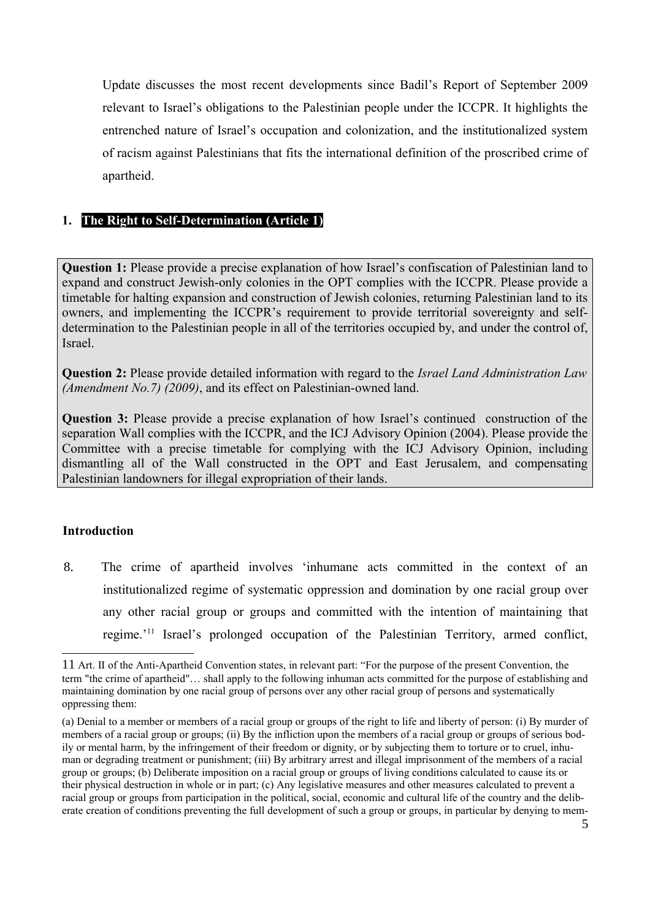Update discusses the most recent developments since Badil's Report of September 2009 relevant to Israel's obligations to the Palestinian people under the ICCPR. It highlights the entrenched nature of Israel's occupation and colonization, and the institutionalized system of racism against Palestinians that fits the international definition of the proscribed crime of apartheid.

## 1. The Right to Self-Determination (Article 1)

**Question 1:** Please provide a precise explanation of how Israel's confiscation of Palestinian land to expand and construct Jewish-only colonies in the OPT complies with the ICCPR. Please provide a timetable for halting expansion and construction of Jewish colonies, returning Palestinian land to its owners, and implementing the ICCPR's requirement to provide territorial sovereignty and self-determination to the Palestinian people in all of the territories occupied by, and under the control of, Israel.

**Question 2:** Please provide detailed information with regard to the *Israel Land Administration Law (Amendment No.7) (2009)*, and its effect on Palestinian-owned land.

**Question 3:** Please provide a precise explanation of how Israel's continued construction of the separation Wall complies with the ICCPR, and the ICJ Advisory Opinion (2004). Please provide the Committee with a precise timetable for complying with the ICJ Advisory Opinion, including dismantling all of the Wall constructed in the OPT and East Jerusalem, and compensating Palestinian landowners for illegal expropriation of their lands.

### Introduction

8. The crime of apartheid involves 'inhumane acts committed in the context of an institutionalized regime of systematic oppression and domination by one racial group over any other racial group or groups and committed with the intention of maintaining that regime.'[11] Israel's prolonged occupation of the Palestinian Territory, armed conflict,

---

11 Art. II of the Anti-Apartheid Convention states, in relevant part: "For the purpose of the present Convention, the term "the crime of apartheid"… shall apply to the following inhuman acts committed for the purpose of establishing and maintaining domination by one racial group of persons over any other racial group of persons and systematically oppressing them:

(a) Denial to a member or members of a racial group or groups of the right to life and liberty of person: (i) By murder of members of a racial group or groups; (ii) By the infliction upon the members of a racial group or groups of serious bodily or mental harm, by the infringement of their freedom or dignity, or by subjecting them to torture or to cruel, inhuman or degrading treatment or punishment; (iii) By arbitrary arrest and illegal imprisonment of the members of a racial group or groups; (b) Deliberate imposition on a racial group or groups of living conditions calculated to cause its or their physical destruction in whole or in part; (c) Any legislative measures and other measures calculated to prevent a racial group or groups from participation in the political, social, economic and cultural life of the country and the deliberate creation of conditions preventing the full development of such a group or groups, in particular by denying to mem-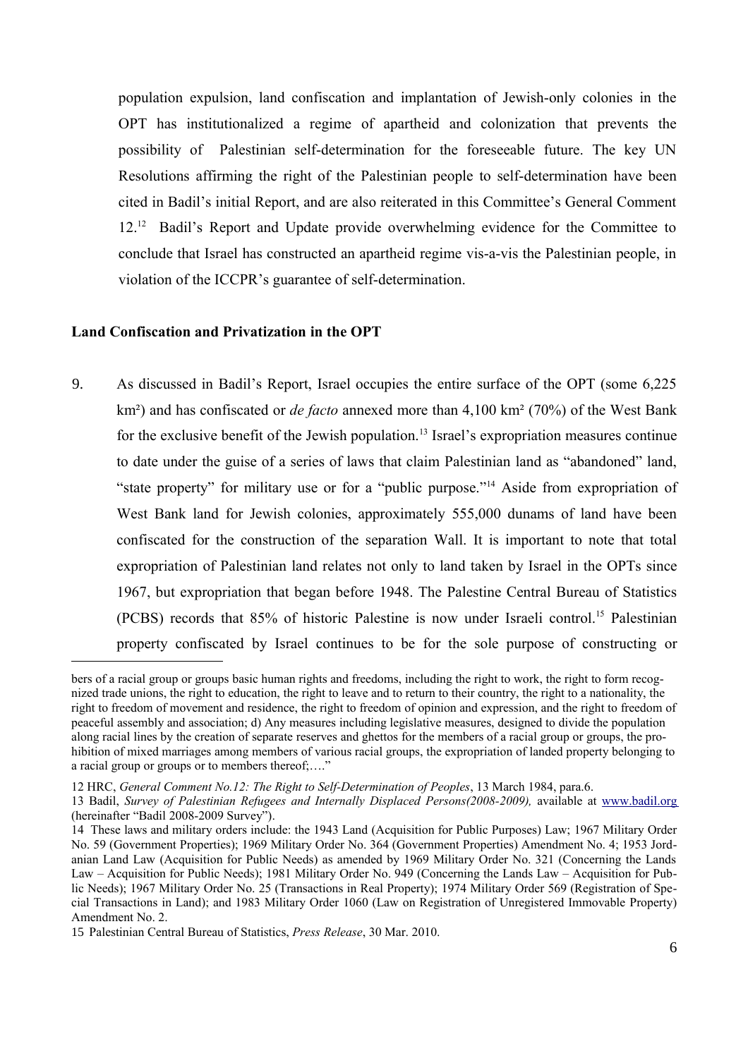population expulsion, land confiscation and implantation of Jewish-only colonies in the OPT has institutionalized a regime of apartheid and colonization that prevents the possibility of Palestinian self-determination for the foreseeable future. The key UN Resolutions affirming the right of the Palestinian people to self-determination have been cited in Badil's initial Report, and are also reiterated in this Committee's General Comment 12.[12] Badil's Report and Update provide overwhelming evidence for the Committee to conclude that Israel has constructed an apartheid regime vis-a-vis the Palestinian people, in violation of the ICCPR's guarantee of self-determination.

**Land Confiscation and Privatization in the OPT**

9. As discussed in Badil's Report, Israel occupies the entire surface of the OPT (some 6,225 km²) and has confiscated or *de facto* annexed more than 4,100 km² (70%) of the West Bank for the exclusive benefit of the Jewish population.[13] Israel's expropriation measures continue to date under the guise of a series of laws that claim Palestinian land as "abandoned" land, "state property" for military use or for a "public purpose."[14] Aside from expropriation of West Bank land for Jewish colonies, approximately 555,000 dunams of land have been confiscated for the construction of the separation Wall. It is important to note that total expropriation of Palestinian land relates not only to land taken by Israel in the OPTs since 1967, but expropriation that began before 1948. The Palestine Central Bureau of Statistics (PCBS) records that 85% of historic Palestine is now under Israeli control.[15] Palestinian property confiscated by Israel continues to be for the sole purpose of constructing or

---

bers of a racial group or groups basic human rights and freedoms, including the right to work, the right to form recognized trade unions, the right to education, the right to leave and to return to their country, the right to a nationality, the right to freedom of movement and residence, the right to freedom of opinion and expression, and the right to freedom of peaceful assembly and association; d) Any measures including legislative measures, designed to divide the population along racial lines by the creation of separate reserves and ghettos for the members of a racial group or groups, the prohibition of mixed marriages among members of various racial groups, the expropriation of landed property belonging to a racial group or groups or to members thereof;…."

12 HRC, *General Comment No.12: The Right to Self-Determination of Peoples*, 13 March 1984, para.6.

13 Badil, *Survey of Palestinian Refugees and Internally Displaced Persons(2008-2009),* available at www.badil.org (hereinafter "Badil 2008-2009 Survey").

14 These laws and military orders include: the 1943 Land (Acquisition for Public Purposes) Law; 1967 Military Order No. 59 (Government Properties); 1969 Military Order No. 364 (Government Properties) Amendment No. 4; 1953 Jordanian Land Law (Acquisition for Public Needs) as amended by 1969 Military Order No. 321 (Concerning the Lands Law – Acquisition for Public Needs); 1981 Military Order No. 949 (Concerning the Lands Law – Acquisition for Public Needs); 1967 Military Order No. 25 (Transactions in Real Property); 1974 Military Order 569 (Registration of Special Transactions in Land); and 1983 Military Order 1060 (Law on Registration of Unregistered Immovable Property) Amendment No. 2.

15 Palestinian Central Bureau of Statistics, *Press Release*, 30 Mar. 2010.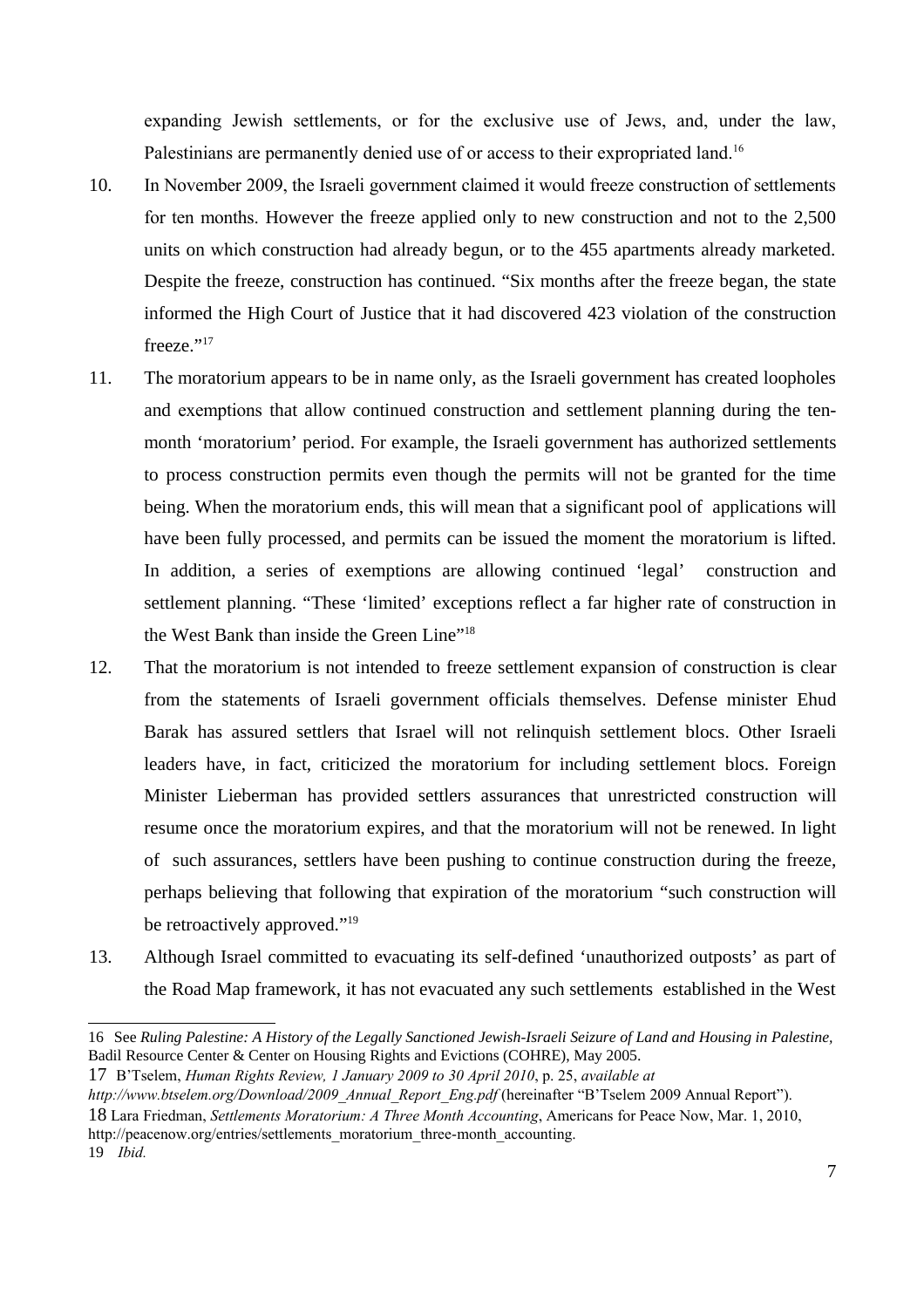expanding Jewish settlements, or for the exclusive use of Jews, and, under the law, Palestinians are permanently denied use of or access to their expropriated land.[16]

10. In November 2009, the Israeli government claimed it would freeze construction of settlements for ten months. However the freeze applied only to new construction and not to the 2,500 units on which construction had already begun, or to the 455 apartments already marketed. Despite the freeze, construction has continued. "Six months after the freeze began, the state informed the High Court of Justice that it had discovered 423 violation of the construction freeze."[17]

11. The moratorium appears to be in name only, as the Israeli government has created loopholes and exemptions that allow continued construction and settlement planning during the ten-month 'moratorium' period. For example, the Israeli government has authorized settlements to process construction permits even though the permits will not be granted for the time being. When the moratorium ends, this will mean that a significant pool of applications will have been fully processed, and permits can be issued the moment the moratorium is lifted. In addition, a series of exemptions are allowing continued 'legal' construction and settlement planning. "These 'limited' exceptions reflect a far higher rate of construction in the West Bank than inside the Green Line"[18]

12. That the moratorium is not intended to freeze settlement expansion of construction is clear from the statements of Israeli government officials themselves. Defense minister Ehud Barak has assured settlers that Israel will not relinquish settlement blocs. Other Israeli leaders have, in fact, criticized the moratorium for including settlement blocs. Foreign Minister Lieberman has provided settlers assurances that unrestricted construction will resume once the moratorium expires, and that the moratorium will not be renewed. In light of such assurances, settlers have been pushing to continue construction during the freeze, perhaps believing that following that expiration of the moratorium "such construction will be retroactively approved."[19]

13. Although Israel committed to evacuating its self-defined 'unauthorized outposts' as part of the Road Map framework, it has not evacuated any such settlements established in the West

---

16 See *Ruling Palestine: A History of the Legally Sanctioned Jewish-Israeli Seizure of Land and Housing in Palestine*, Badil Resource Center & Center on Housing Rights and Evictions (COHRE), May 2005.

17 B'Tselem, *Human Rights Review, 1 January 2009 to 30 April 2010*, p. 25, *available at http://www.btselem.org/Download/2009_Annual_Report_Eng.pdf* (hereinafter "B'Tselem 2009 Annual Report").

18 Lara Friedman, *Settlements Moratorium: A Three Month Accounting*, Americans for Peace Now, Mar. 1, 2010, http://peacenow.org/entries/settlements_moratorium_three-month_accounting.

19 *Ibid.*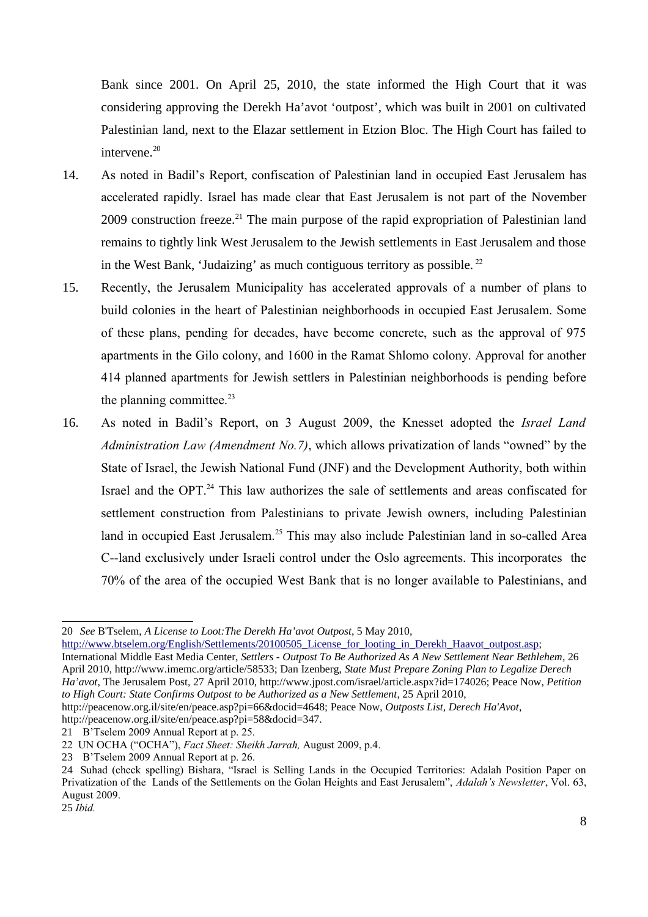Bank since 2001. On April 25, 2010, the state informed the High Court that it was considering approving the Derekh Ha'avot 'outpost', which was built in 2001 on cultivated Palestinian land, next to the Elazar settlement in Etzion Bloc. The High Court has failed to intervene.[20]

14. As noted in Badil's Report, confiscation of Palestinian land in occupied East Jerusalem has accelerated rapidly. Israel has made clear that East Jerusalem is not part of the November 2009 construction freeze.[21] The main purpose of the rapid expropriation of Palestinian land remains to tightly link West Jerusalem to the Jewish settlements in East Jerusalem and those in the West Bank, 'Judaizing' as much contiguous territory as possible.[22]

15. Recently, the Jerusalem Municipality has accelerated approvals of a number of plans to build colonies in the heart of Palestinian neighborhoods in occupied East Jerusalem. Some of these plans, pending for decades, have become concrete, such as the approval of 975 apartments in the Gilo colony, and 1600 in the Ramat Shlomo colony. Approval for another 414 planned apartments for Jewish settlers in Palestinian neighborhoods is pending before the planning committee.[23]

16. As noted in Badil's Report, on 3 August 2009, the Knesset adopted the *Israel Land Administration Law (Amendment No.7)*, which allows privatization of lands "owned" by the State of Israel, the Jewish National Fund (JNF) and the Development Authority, both within Israel and the OPT.[24] This law authorizes the sale of settlements and areas confiscated for settlement construction from Palestinians to private Jewish owners, including Palestinian land in occupied East Jerusalem.[25] This may also include Palestinian land in so-called Area C--land exclusively under Israeli control under the Oslo agreements. This incorporates the 70% of the area of the occupied West Bank that is no longer available to Palestinians, and

---

20 *See* B'Tselem, *A License to Loot:The Derekh Ha'avot Outpost*, 5 May 2010, http://www.btselem.org/English/Settlements/20100505_License_for_looting_in_Derekh_Haavot_outpost.asp; International Middle East Media Center, *Settlers - Outpost To Be Authorized As A New Settlement Near Bethlehem*, 26 April 2010, http://www.imemc.org/article/58533; Dan Izenberg, *State Must Prepare Zoning Plan to Legalize Derech Ha'avot*, The Jerusalem Post, 27 April 2010, http://www.jpost.com/israel/article.aspx?id=174026; Peace Now, *Petition to High Court: State Confirms Outpost to be Authorized as a New Settlement*, 25 April 2010, http://peacenow.org.il/site/en/peace.asp?pi=66&docid=4648; Peace Now, *Outposts List, Derech Ha'Avot*, http://peacenow.org.il/site/en/peace.asp?pi=58&docid=347.

21 B'Tselem 2009 Annual Report at p. 25.

22 UN OCHA ("OCHA"), *Fact Sheet: Sheikh Jarrah,* August 2009, p.4.

23 B'Tselem 2009 Annual Report at p. 26.

24 Suhad (check spelling) Bishara, "Israel is Selling Lands in the Occupied Territories: Adalah Position Paper on Privatization of the Lands of the Settlements on the Golan Heights and East Jerusalem", *Adalah's Newsletter*, Vol. 63, August 2009.

25 *Ibid.*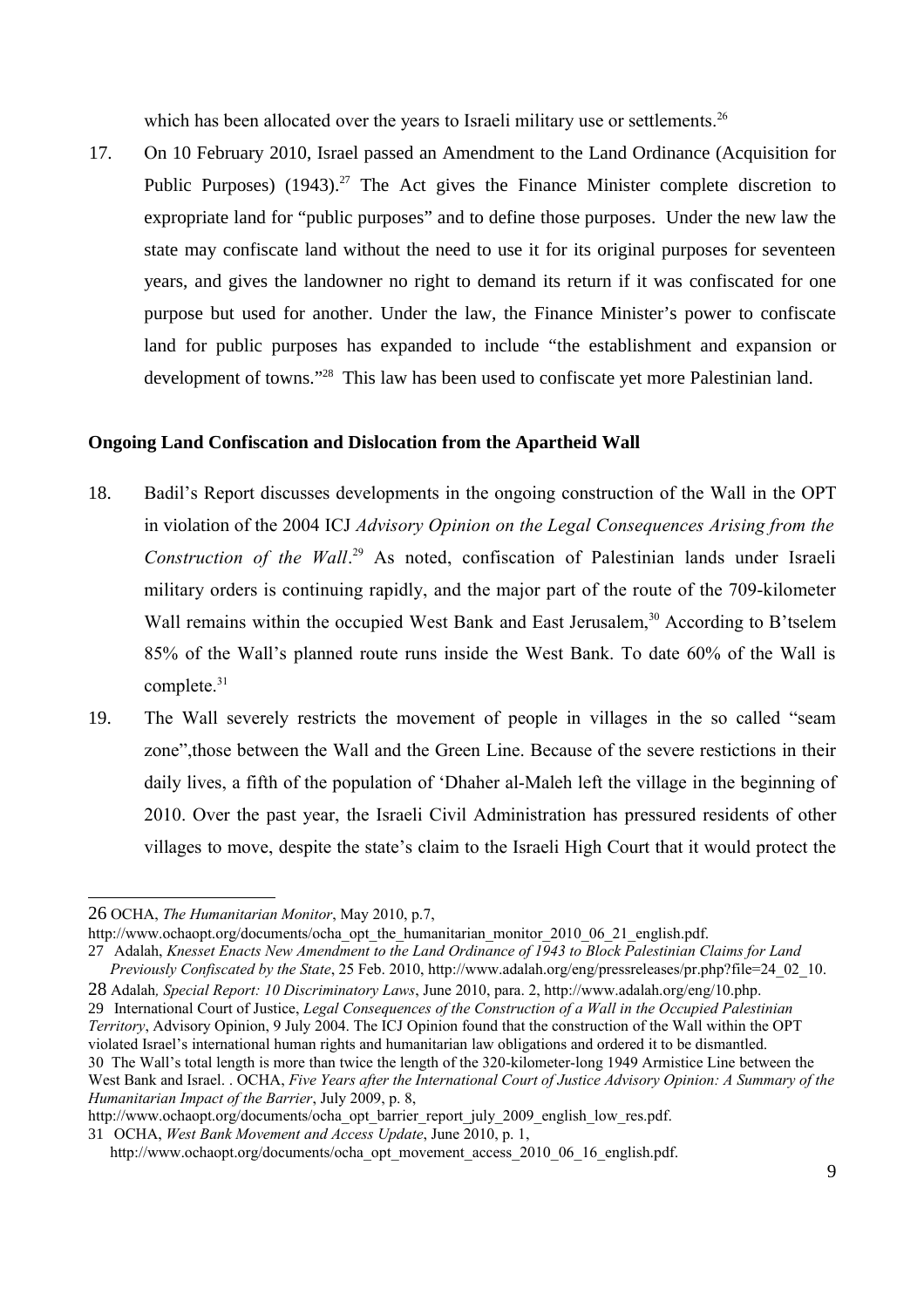which has been allocated over the years to Israeli military use or settlements.[26]

17. On 10 February 2010, Israel passed an Amendment to the Land Ordinance (Acquisition for Public Purposes) (1943).[27] The Act gives the Finance Minister complete discretion to expropriate land for "public purposes" and to define those purposes. Under the new law the state may confiscate land without the need to use it for its original purposes for seventeen years, and gives the landowner no right to demand its return if it was confiscated for one purpose but used for another. Under the law, the Finance Minister's power to confiscate land for public purposes has expanded to include "the establishment and expansion or development of towns."[28] This law has been used to confiscate yet more Palestinian land.

**Ongoing Land Confiscation and Dislocation from the Apartheid Wall**

18. Badil's Report discusses developments in the ongoing construction of the Wall in the OPT in violation of the 2004 ICJ *Advisory Opinion on the Legal Consequences Arising from the Construction of the Wall*.[29] As noted, confiscation of Palestinian lands under Israeli military orders is continuing rapidly, and the major part of the route of the 709-kilometer Wall remains within the occupied West Bank and East Jerusalem,[30] According to B'tselem 85% of the Wall's planned route runs inside the West Bank. To date 60% of the Wall is complete.[31]

19. The Wall severely restricts the movement of people in villages in the so called "seam zone",those between the Wall and the Green Line. Because of the severe restictions in their daily lives, a fifth of the population of 'Dhaher al-Maleh left the village in the beginning of 2010. Over the past year, the Israeli Civil Administration has pressured residents of other villages to move, despite the state's claim to the Israeli High Court that it would protect the

---

26 OCHA, *The Humanitarian Monitor*, May 2010, p.7, http://www.ochaopt.org/documents/ocha_opt_the_humanitarian_monitor_2010_06_21_english.pdf.

27 Adalah, *Knesset Enacts New Amendment to the Land Ordinance of 1943 to Block Palestinian Claims for Land Previously Confiscated by the State*, 25 Feb. 2010, http://www.adalah.org/eng/pressreleases/pr.php?file=24_02_10.

28 Adalah*, Special Report: 10 Discriminatory Laws*, June 2010, para. 2, http://www.adalah.org/eng/10.php.

29 International Court of Justice, *Legal Consequences of the Construction of a Wall in the Occupied Palestinian Territory*, Advisory Opinion, 9 July 2004. The ICJ Opinion found that the construction of the Wall within the OPT violated Israel's international human rights and humanitarian law obligations and ordered it to be dismantled.

30 The Wall's total length is more than twice the length of the 320-kilometer-long 1949 Armistice Line between the West Bank and Israel. . OCHA, *Five Years after the International Court of Justice Advisory Opinion: A Summary of the Humanitarian Impact of the Barrier*, July 2009, p. 8, http://www.ochaopt.org/documents/ocha_opt_barrier_report_july_2009_english_low_res.pdf.

31 OCHA, *West Bank Movement and Access Update*, June 2010, p. 1, http://www.ochaopt.org/documents/ocha_opt_movement_access_2010_06_16_english.pdf.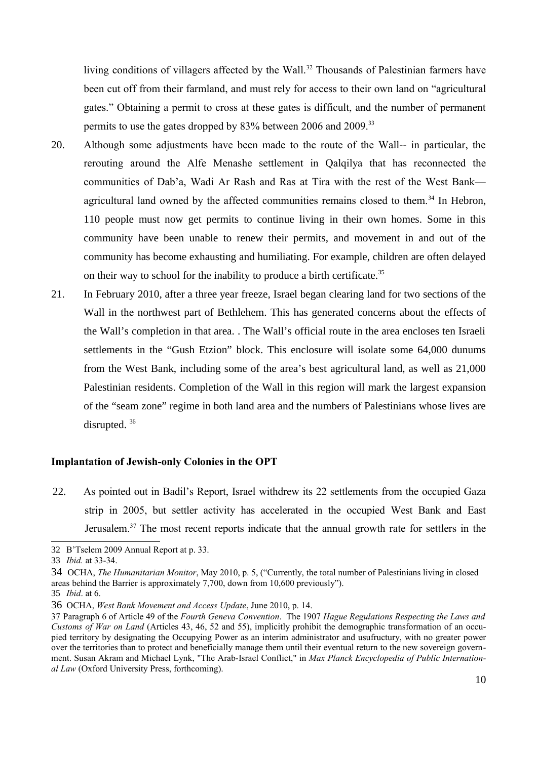living conditions of villagers affected by the Wall.[32] Thousands of Palestinian farmers have been cut off from their farmland, and must rely for access to their own land on "agricultural gates." Obtaining a permit to cross at these gates is difficult, and the number of permanent permits to use the gates dropped by 83% between 2006 and 2009.[33]

20. Although some adjustments have been made to the route of the Wall-- in particular, the rerouting around the Alfe Menashe settlement in Qalqilya that has reconnected the communities of Dab'a, Wadi Ar Rash and Ras at Tira with the rest of the West Bank—agricultural land owned by the affected communities remains closed to them.[34] In Hebron, 110 people must now get permits to continue living in their own homes. Some in this community have been unable to renew their permits, and movement in and out of the community has become exhausting and humiliating. For example, children are often delayed on their way to school for the inability to produce a birth certificate.[35]

21. In February 2010, after a three year freeze, Israel began clearing land for two sections of the Wall in the northwest part of Bethlehem. This has generated concerns about the effects of the Wall's completion in that area. . The Wall's official route in the area encloses ten Israeli settlements in the "Gush Etzion" block. This enclosure will isolate some 64,000 dunums from the West Bank, including some of the area's best agricultural land, as well as 21,000 Palestinian residents. Completion of the Wall in this region will mark the largest expansion of the "seam zone" regime in both land area and the numbers of Palestinians whose lives are disrupted. [36]

**Implantation of Jewish-only Colonies in the OPT**

22. As pointed out in Badil's Report, Israel withdrew its 22 settlements from the occupied Gaza strip in 2005, but settler activity has accelerated in the occupied West Bank and East Jerusalem.[37] The most recent reports indicate that the annual growth rate for settlers in the

---

32 B'Tselem 2009 Annual Report at p. 33.

33 *Ibid.* at 33-34.

34 OCHA, *The Humanitarian Monitor*, May 2010, p. 5, ("Currently, the total number of Palestinians living in closed areas behind the Barrier is approximately 7,700, down from 10,600 previously").

35 *Ibid*. at 6.

36 OCHA, *West Bank Movement and Access Update*, June 2010, p. 14.

37 Paragraph 6 of Article 49 of the *Fourth Geneva Convention*. The 1907 *Hague Regulations Respecting the Laws and Customs of War on Land* (Articles 43, 46, 52 and 55), implicitly prohibit the demographic transformation of an occupied territory by designating the Occupying Power as an interim administrator and usufructury, with no greater power over the territories than to protect and beneficially manage them until their eventual return to the new sovereign government. Susan Akram and Michael Lynk, "The Arab-Israel Conflict," in *Max Planck Encyclopedia of Public International Law* (Oxford University Press, forthcoming).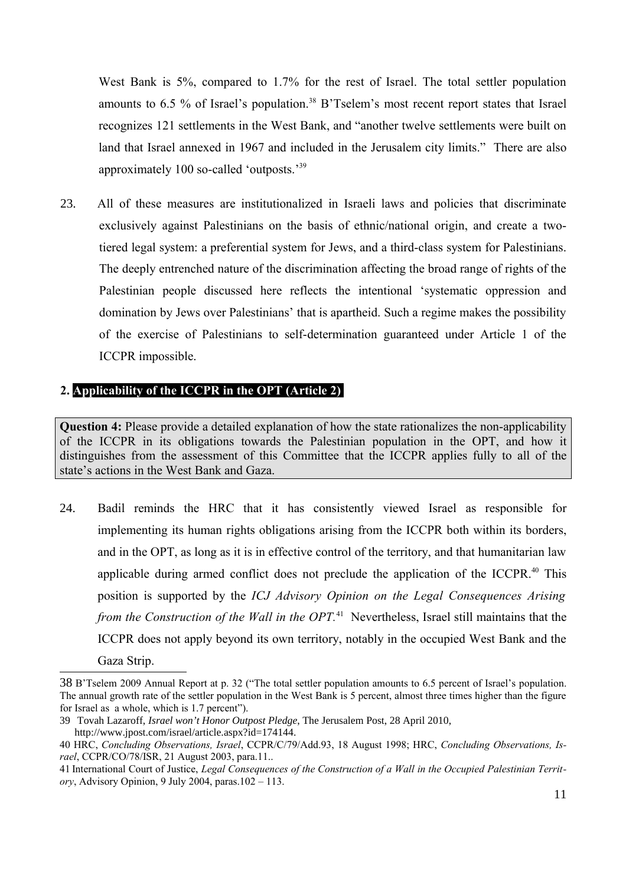West Bank is 5%, compared to 1.7% for the rest of Israel. The total settler population amounts to 6.5 % of Israel's population.[38] B'Tselem's most recent report states that Israel recognizes 121 settlements in the West Bank, and "another twelve settlements were built on land that Israel annexed in 1967 and included in the Jerusalem city limits." There are also approximately 100 so-called 'outposts.'[39]

23. All of these measures are institutionalized in Israeli laws and policies that discriminate exclusively against Palestinians on the basis of ethnic/national origin, and create a two-tiered legal system: a preferential system for Jews, and a third-class system for Palestinians. The deeply entrenched nature of the discrimination affecting the broad range of rights of the Palestinian people discussed here reflects the intentional 'systematic oppression and domination by Jews over Palestinians' that is apartheid. Such a regime makes the possibility of the exercise of Palestinians to self-determination guaranteed under Article 1 of the ICCPR impossible.

## 2. Applicability of the ICCPR in the OPT (Article 2)

**Question 4:** Please provide a detailed explanation of how the state rationalizes the non-applicability of the ICCPR in its obligations towards the Palestinian population in the OPT, and how it distinguishes from the assessment of this Committee that the ICCPR applies fully to all of the state's actions in the West Bank and Gaza.

24. Badil reminds the HRC that it has consistently viewed Israel as responsible for implementing its human rights obligations arising from the ICCPR both within its borders, and in the OPT, as long as it is in effective control of the territory, and that humanitarian law applicable during armed conflict does not preclude the application of the ICCPR.[40] This position is supported by the *ICJ Advisory Opinion on the Legal Consequences Arising from the Construction of the Wall in the OPT*.[41] Nevertheless, Israel still maintains that the ICCPR does not apply beyond its own territory, notably in the occupied West Bank and the Gaza Strip.

---

38 B'Tselem 2009 Annual Report at p. 32 ("The total settler population amounts to 6.5 percent of Israel's population. The annual growth rate of the settler population in the West Bank is 5 percent, almost three times higher than the figure for Israel as a whole, which is 1.7 percent").

39 Tovah Lazaroff, *Israel won't Honor Outpost Pledge,* The Jerusalem Post, 28 April 2010, http://www.jpost.com/israel/article.aspx?id=174144.

40 HRC, *Concluding Observations, Israel*, CCPR/C/79/Add.93, 18 August 1998; HRC, *Concluding Observations, Israel*, CCPR/CO/78/ISR, 21 August 2003, para.11..

41 International Court of Justice, *Legal Consequences of the Construction of a Wall in the Occupied Palestinian Territory*, Advisory Opinion, 9 July 2004, paras.102 – 113.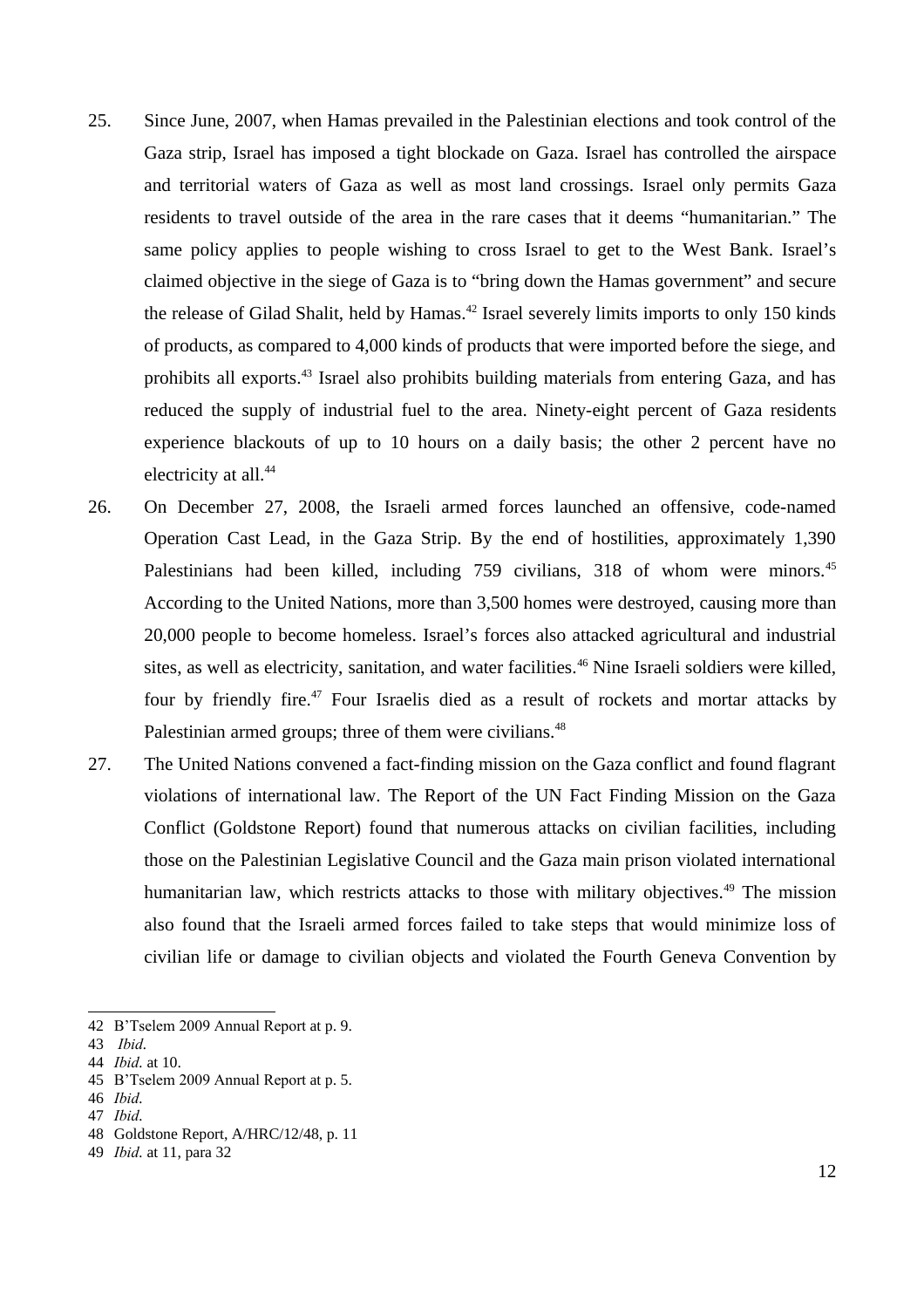25. Since June, 2007, when Hamas prevailed in the Palestinian elections and took control of the Gaza strip, Israel has imposed a tight blockade on Gaza. Israel has controlled the airspace and territorial waters of Gaza as well as most land crossings. Israel only permits Gaza residents to travel outside of the area in the rare cases that it deems "humanitarian." The same policy applies to people wishing to cross Israel to get to the West Bank. Israel's claimed objective in the siege of Gaza is to "bring down the Hamas government" and secure the release of Gilad Shalit, held by Hamas.[42] Israel severely limits imports to only 150 kinds of products, as compared to 4,000 kinds of products that were imported before the siege, and prohibits all exports.[43] Israel also prohibits building materials from entering Gaza, and has reduced the supply of industrial fuel to the area. Ninety-eight percent of Gaza residents experience blackouts of up to 10 hours on a daily basis; the other 2 percent have no electricity at all.[44]

26. On December 27, 2008, the Israeli armed forces launched an offensive, code-named Operation Cast Lead, in the Gaza Strip. By the end of hostilities, approximately 1,390 Palestinians had been killed, including 759 civilians, 318 of whom were minors.[45] According to the United Nations, more than 3,500 homes were destroyed, causing more than 20,000 people to become homeless. Israel's forces also attacked agricultural and industrial sites, as well as electricity, sanitation, and water facilities.[46] Nine Israeli soldiers were killed, four by friendly fire.[47] Four Israelis died as a result of rockets and mortar attacks by Palestinian armed groups; three of them were civilians.[48]

27. The United Nations convened a fact-finding mission on the Gaza conflict and found flagrant violations of international law. The Report of the UN Fact Finding Mission on the Gaza Conflict (Goldstone Report) found that numerous attacks on civilian facilities, including those on the Palestinian Legislative Council and the Gaza main prison violated international humanitarian law, which restricts attacks to those with military objectives.[49] The mission also found that the Israeli armed forces failed to take steps that would minimize loss of civilian life or damage to civilian objects and violated the Fourth Geneva Convention by

---

42 B'Tselem 2009 Annual Report at p. 9.

43 *Ibid.*

44 *Ibid.* at 10.

45 B'Tselem 2009 Annual Report at p. 5.

46 *Ibid.*

47 *Ibid.*

48 Goldstone Report, A/HRC/12/48, p. 11

49 *Ibid.* at 11, para 32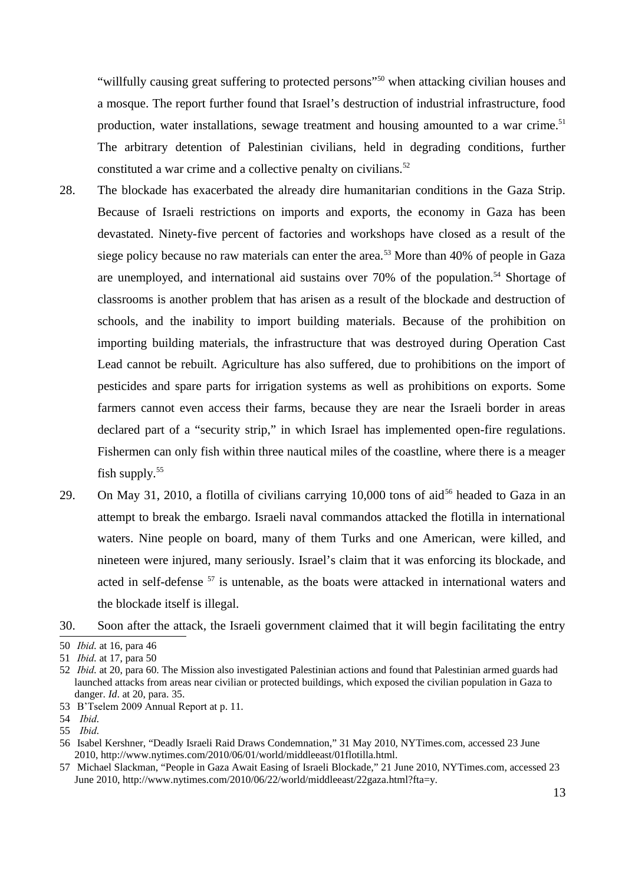"willfully causing great suffering to protected persons"[50] when attacking civilian houses and a mosque. The report further found that Israel's destruction of industrial infrastructure, food production, water installations, sewage treatment and housing amounted to a war crime.[51] The arbitrary detention of Palestinian civilians, held in degrading conditions, further constituted a war crime and a collective penalty on civilians.[52]

28. The blockade has exacerbated the already dire humanitarian conditions in the Gaza Strip. Because of Israeli restrictions on imports and exports, the economy in Gaza has been devastated. Ninety-five percent of factories and workshops have closed as a result of the siege policy because no raw materials can enter the area.[53] More than 40% of people in Gaza are unemployed, and international aid sustains over 70% of the population.[54] Shortage of classrooms is another problem that has arisen as a result of the blockade and destruction of schools, and the inability to import building materials. Because of the prohibition on importing building materials, the infrastructure that was destroyed during Operation Cast Lead cannot be rebuilt. Agriculture has also suffered, due to prohibitions on the import of pesticides and spare parts for irrigation systems as well as prohibitions on exports. Some farmers cannot even access their farms, because they are near the Israeli border in areas declared part of a "security strip," in which Israel has implemented open-fire regulations. Fishermen can only fish within three nautical miles of the coastline, where there is a meager fish supply.[55]

29. On May 31, 2010, a flotilla of civilians carrying 10,000 tons of aid[56] headed to Gaza in an attempt to break the embargo. Israeli naval commandos attacked the flotilla in international waters. Nine people on board, many of them Turks and one American, were killed, and nineteen were injured, many seriously. Israel's claim that it was enforcing its blockade, and acted in self-defense [57] is untenable, as the boats were attacked in international waters and the blockade itself is illegal.

30. Soon after the attack, the Israeli government claimed that it will begin facilitating the entry

---

50 *Ibid.* at 16, para 46

51 *Ibid.* at 17, para 50

52 *Ibid.* at 20, para 60. The Mission also investigated Palestinian actions and found that Palestinian armed guards had launched attacks from areas near civilian or protected buildings, which exposed the civilian population in Gaza to danger. *Id*. at 20, para. 35.

53 B'Tselem 2009 Annual Report at p. 11.

54 *Ibid.*

55 *Ibid.*

56 Isabel Kershner, "Deadly Israeli Raid Draws Condemnation," 31 May 2010, NYTimes.com, accessed 23 June 2010, http://www.nytimes.com/2010/06/01/world/middleeast/01flotilla.html.

57 Michael Slackman, "People in Gaza Await Easing of Israeli Blockade," 21 June 2010, NYTimes.com, accessed 23 June 2010, http://www.nytimes.com/2010/06/22/world/middleeast/22gaza.html?fta=y.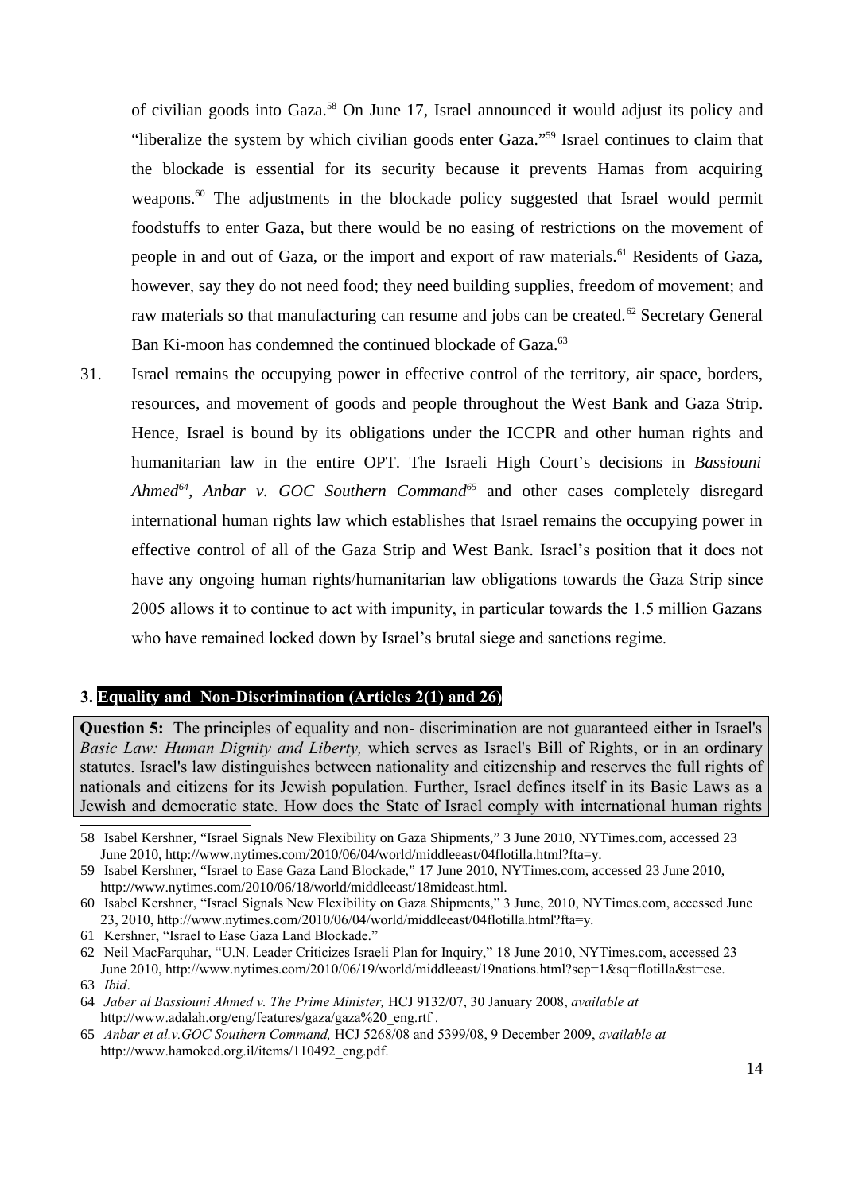of civilian goods into Gaza.[58] On June 17, Israel announced it would adjust its policy and "liberalize the system by which civilian goods enter Gaza."[59] Israel continues to claim that the blockade is essential for its security because it prevents Hamas from acquiring weapons.[60] The adjustments in the blockade policy suggested that Israel would permit foodstuffs to enter Gaza, but there would be no easing of restrictions on the movement of people in and out of Gaza, or the import and export of raw materials.[61] Residents of Gaza, however, say they do not need food; they need building supplies, freedom of movement; and raw materials so that manufacturing can resume and jobs can be created.[62] Secretary General Ban Ki-moon has condemned the continued blockade of Gaza.[63]

31. Israel remains the occupying power in effective control of the territory, air space, borders, resources, and movement of goods and people throughout the West Bank and Gaza Strip. Hence, Israel is bound by its obligations under the ICCPR and other human rights and humanitarian law in the entire OPT. The Israeli High Court's decisions in *Bassiouni Ahmed*[64]*, Anbar v. GOC Southern Command*[65] and other cases completely disregard international human rights law which establishes that Israel remains the occupying power in effective control of all of the Gaza Strip and West Bank. Israel's position that it does not have any ongoing human rights/humanitarian law obligations towards the Gaza Strip since 2005 allows it to continue to act with impunity, in particular towards the 1.5 million Gazans who have remained locked down by Israel's brutal siege and sanctions regime.

## 3. Equality and Non-Discrimination (Articles 2(1) and 26)

**Question 5:** The principles of equality and non- discrimination are not guaranteed either in Israel's *Basic Law: Human Dignity and Liberty,* which serves as Israel's Bill of Rights, or in an ordinary statutes. Israel's law distinguishes between nationality and citizenship and reserves the full rights of nationals and citizens for its Jewish population. Further, Israel defines itself in its Basic Laws as a Jewish and democratic state. How does the State of Israel comply with international human rights

---

58 Isabel Kershner, "Israel Signals New Flexibility on Gaza Shipments," 3 June 2010, NYTimes.com, accessed 23 June 2010, http://www.nytimes.com/2010/06/04/world/middleeast/04flotilla.html?fta=y.

59 Isabel Kershner, "Israel to Ease Gaza Land Blockade," 17 June 2010, NYTimes.com, accessed 23 June 2010, http://www.nytimes.com/2010/06/18/world/middleeast/18mideast.html.

60 Isabel Kershner, "Israel Signals New Flexibility on Gaza Shipments," 3 June, 2010, NYTimes.com, accessed June 23, 2010, http://www.nytimes.com/2010/06/04/world/middleeast/04flotilla.html?fta=y.

61 Kershner, "Israel to Ease Gaza Land Blockade."

62 Neil MacFarquhar, "U.N. Leader Criticizes Israeli Plan for Inquiry," 18 June 2010, NYTimes.com, accessed 23 June 2010, http://www.nytimes.com/2010/06/19/world/middleeast/19nations.html?scp=1&sq=flotilla&st=cse.

63 *Ibid*.

64 *Jaber al Bassiouni Ahmed v. The Prime Minister,* HCJ 9132/07, 30 January 2008, *available at* http://www.adalah.org/eng/features/gaza/gaza%20_eng.rtf .

65 *Anbar et al.v.GOC Southern Command,* HCJ 5268/08 and 5399/08, 9 December 2009, *available at* http://www.hamoked.org.il/items/110492_eng.pdf.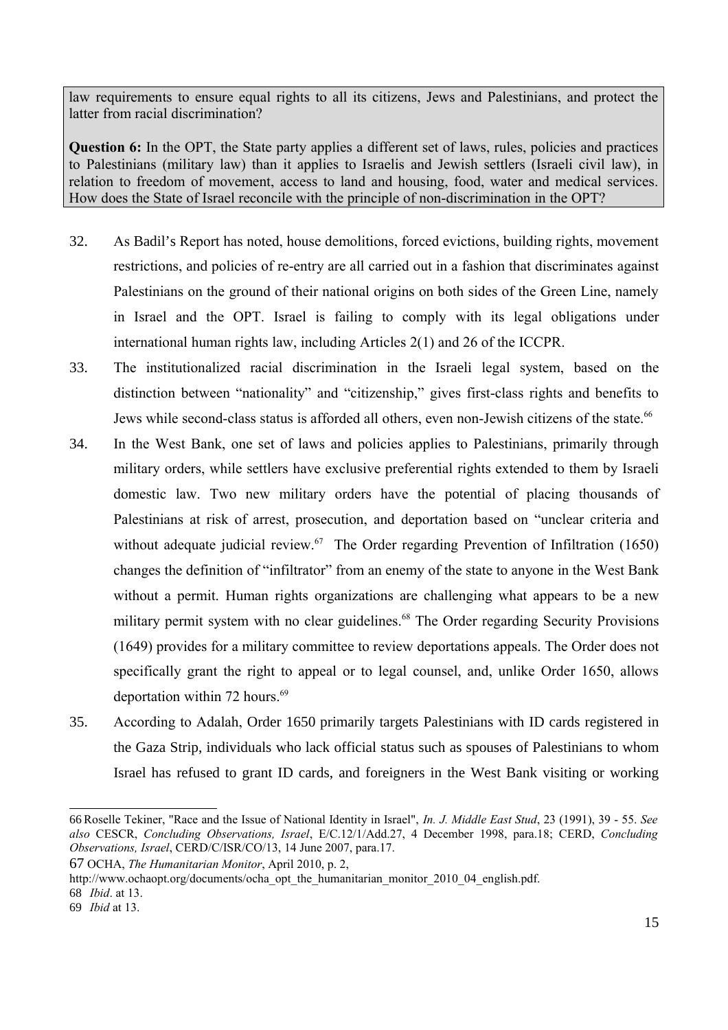law requirements to ensure equal rights to all its citizens, Jews and Palestinians, and protect the latter from racial discrimination?

**Question 6:** In the OPT, the State party applies a different set of laws, rules, policies and practices to Palestinians (military law) than it applies to Israelis and Jewish settlers (Israeli civil law), in relation to freedom of movement, access to land and housing, food, water and medical services. How does the State of Israel reconcile with the principle of non-discrimination in the OPT?

32. As Badil's Report has noted, house demolitions, forced evictions, building rights, movement restrictions, and policies of re-entry are all carried out in a fashion that discriminates against Palestinians on the ground of their national origins on both sides of the Green Line, namely in Israel and the OPT. Israel is failing to comply with its legal obligations under international human rights law, including Articles 2(1) and 26 of the ICCPR.

33. The institutionalized racial discrimination in the Israeli legal system, based on the distinction between "nationality" and "citizenship," gives first-class rights and benefits to Jews while second-class status is afforded all others, even non-Jewish citizens of the state.[66]

34. In the West Bank, one set of laws and policies applies to Palestinians, primarily through military orders, while settlers have exclusive preferential rights extended to them by Israeli domestic law. Two new military orders have the potential of placing thousands of Palestinians at risk of arrest, prosecution, and deportation based on "unclear criteria and without adequate judicial review.[67] The Order regarding Prevention of Infiltration (1650) changes the definition of "infiltrator" from an enemy of the state to anyone in the West Bank without a permit. Human rights organizations are challenging what appears to be a new military permit system with no clear guidelines.[68] The Order regarding Security Provisions (1649) provides for a military committee to review deportations appeals. The Order does not specifically grant the right to appeal or to legal counsel, and, unlike Order 1650, allows deportation within 72 hours.[69]

35. According to Adalah, Order 1650 primarily targets Palestinians with ID cards registered in the Gaza Strip, individuals who lack official status such as spouses of Palestinians to whom Israel has refused to grant ID cards, and foreigners in the West Bank visiting or working

---

66 Roselle Tekiner, "Race and the Issue of National Identity in Israel", *In. J. Middle East Stud*, 23 (1991), 39 - 55. *See also* CESCR, *Concluding Observations, Israel*, E/C.12/1/Add.27, 4 December 1998, para.18; CERD, *Concluding Observations, Israel*, CERD/C/ISR/CO/13, 14 June 2007, para.17.

67 OCHA, *The Humanitarian Monitor*, April 2010, p. 2, http://www.ochaopt.org/documents/ocha_opt_the_humanitarian_monitor_2010_04_english.pdf.

68 *Ibid*. at 13.

69 *Ibid* at 13.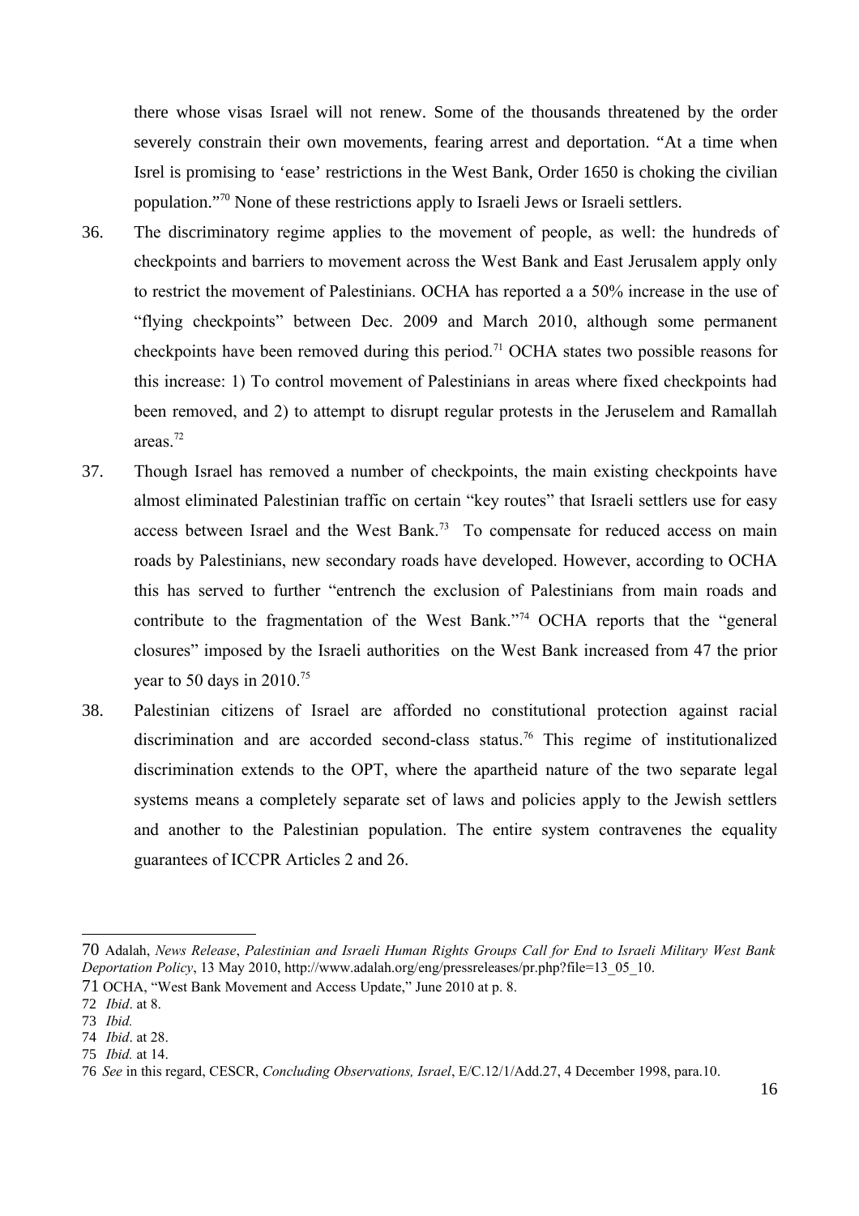there whose visas Israel will not renew. Some of the thousands threatened by the order severely constrain their own movements, fearing arrest and deportation. "At a time when Isrel is promising to 'ease' restrictions in the West Bank, Order 1650 is choking the civilian population."[70] None of these restrictions apply to Israeli Jews or Israeli settlers.

36. The discriminatory regime applies to the movement of people, as well: the hundreds of checkpoints and barriers to movement across the West Bank and East Jerusalem apply only to restrict the movement of Palestinians. OCHA has reported a a 50% increase in the use of "flying checkpoints" between Dec. 2009 and March 2010, although some permanent checkpoints have been removed during this period.[71] OCHA states two possible reasons for this increase: 1) To control movement of Palestinians in areas where fixed checkpoints had been removed, and 2) to attempt to disrupt regular protests in the Jeruselem and Ramallah areas.[72]

37. Though Israel has removed a number of checkpoints, the main existing checkpoints have almost eliminated Palestinian traffic on certain "key routes" that Israeli settlers use for easy access between Israel and the West Bank.[73] To compensate for reduced access on main roads by Palestinians, new secondary roads have developed. However, according to OCHA this has served to further "entrench the exclusion of Palestinians from main roads and contribute to the fragmentation of the West Bank."[74] OCHA reports that the "general closures" imposed by the Israeli authorities on the West Bank increased from 47 the prior year to 50 days in 2010.[75]

38. Palestinian citizens of Israel are afforded no constitutional protection against racial discrimination and are accorded second-class status.[76] This regime of institutionalized discrimination extends to the OPT, where the apartheid nature of the two separate legal systems means a completely separate set of laws and policies apply to the Jewish settlers and another to the Palestinian population. The entire system contravenes the equality guarantees of ICCPR Articles 2 and 26.

---

70 Adalah, *News Release*, *Palestinian and Israeli Human Rights Groups Call for End to Israeli Military West Bank Deportation Policy*, 13 May 2010, http://www.adalah.org/eng/pressreleases/pr.php?file=13_05_10.

71 OCHA, "West Bank Movement and Access Update," June 2010 at p. 8.

72 *Ibid*. at 8.

73 *Ibid.*

74 *Ibid*. at 28.

75 *Ibid.* at 14.

76 *See* in this regard, CESCR, *Concluding Observations, Israel*, E/C.12/1/Add.27, 4 December 1998, para.10.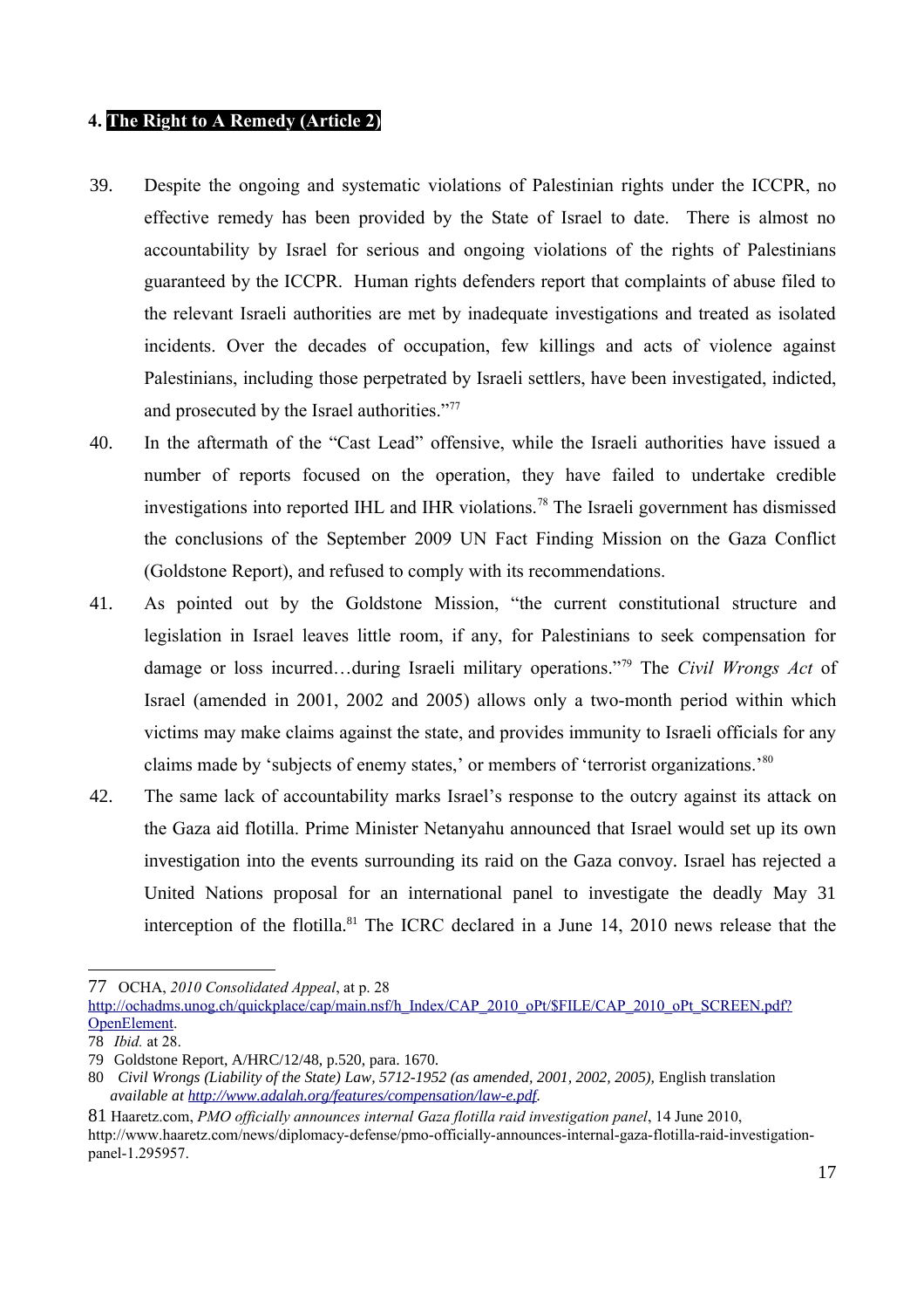## 4. The Right to A Remedy (Article 2)

39. Despite the ongoing and systematic violations of Palestinian rights under the ICCPR, no effective remedy has been provided by the State of Israel to date. There is almost no accountability by Israel for serious and ongoing violations of the rights of Palestinians guaranteed by the ICCPR. Human rights defenders report that complaints of abuse filed to the relevant Israeli authorities are met by inadequate investigations and treated as isolated incidents. Over the decades of occupation, few killings and acts of violence against Palestinians, including those perpetrated by Israeli settlers, have been investigated, indicted, and prosecuted by the Israel authorities."[77]

40. In the aftermath of the "Cast Lead" offensive, while the Israeli authorities have issued a number of reports focused on the operation, they have failed to undertake credible investigations into reported IHL and IHR violations.[78] The Israeli government has dismissed the conclusions of the September 2009 UN Fact Finding Mission on the Gaza Conflict (Goldstone Report), and refused to comply with its recommendations.

41. As pointed out by the Goldstone Mission, "the current constitutional structure and legislation in Israel leaves little room, if any, for Palestinians to seek compensation for damage or loss incurred…during Israeli military operations."[79] The *Civil Wrongs Act* of Israel (amended in 2001, 2002 and 2005) allows only a two-month period within which victims may make claims against the state, and provides immunity to Israeli officials for any claims made by 'subjects of enemy states,' or members of 'terrorist organizations.'[80]

42. The same lack of accountability marks Israel's response to the outcry against its attack on the Gaza aid flotilla. Prime Minister Netanyahu announced that Israel would set up its own investigation into the events surrounding its raid on the Gaza convoy. Israel has rejected a United Nations proposal for an international panel to investigate the deadly May 31 interception of the flotilla.[81] The ICRC declared in a June 14, 2010 news release that the

---

77 OCHA, *2010 Consolidated Appeal*, at p. 28 http://ochadms.unog.ch/quickplace/cap/main.nsf/h_Index/CAP_2010_oPt/$FILE/CAP_2010_oPt_SCREEN.pdf?OpenElement.

78 *Ibid.* at 28.

79 Goldstone Report, A/HRC/12/48, p.520, para. 1670.

80 *Civil Wrongs (Liability of the State) Law, 5712-1952 (as amended, 2001, 2002, 2005),* English translation *available at http://www.adalah.org/features/compensation/law-e.pdf.*

81 Haaretz.com, *PMO officially announces internal Gaza flotilla raid investigation panel*, 14 June 2010, http://www.haaretz.com/news/diplomacy-defense/pmo-officially-announces-internal-gaza-flotilla-raid-investigation-panel-1.295957.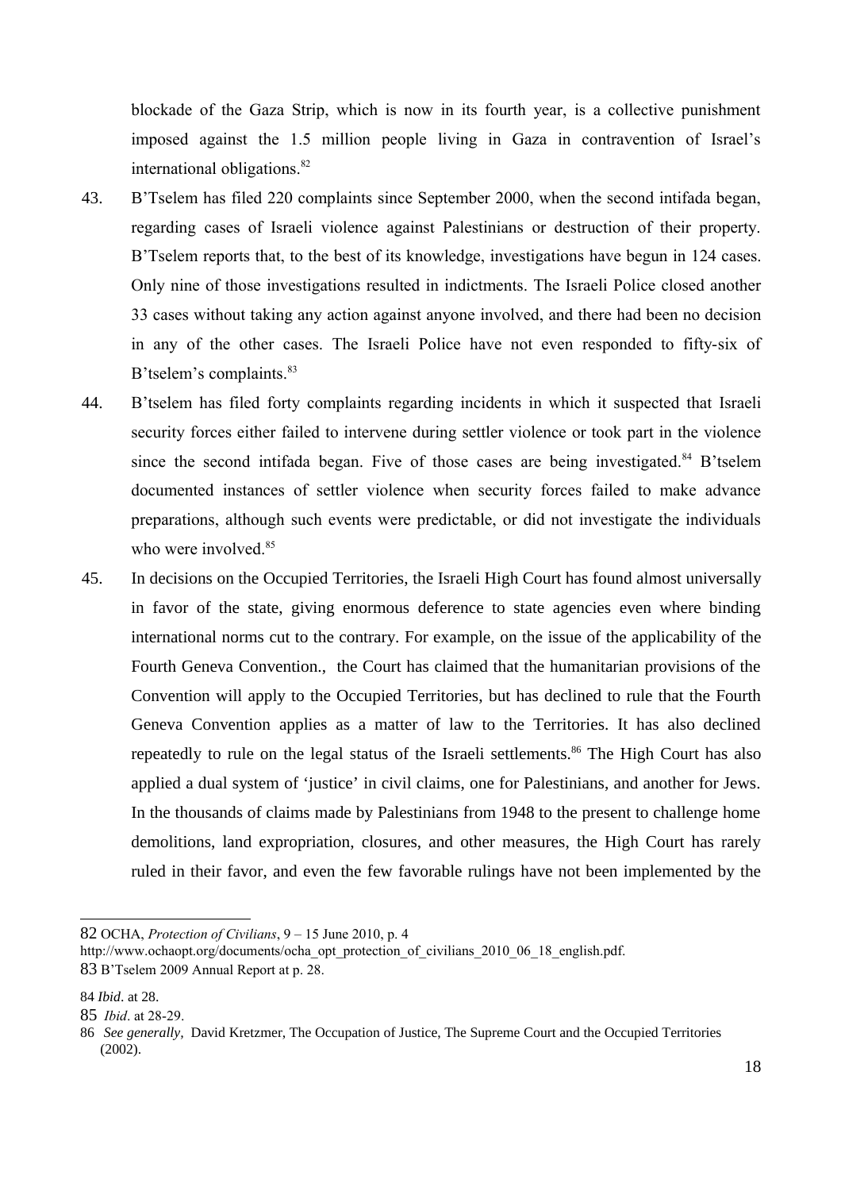blockade of the Gaza Strip, which is now in its fourth year, is a collective punishment imposed against the 1.5 million people living in Gaza in contravention of Israel's international obligations.[82]

43. B'Tselem has filed 220 complaints since September 2000, when the second intifada began, regarding cases of Israeli violence against Palestinians or destruction of their property. B'Tselem reports that, to the best of its knowledge, investigations have begun in 124 cases. Only nine of those investigations resulted in indictments. The Israeli Police closed another 33 cases without taking any action against anyone involved, and there had been no decision in any of the other cases. The Israeli Police have not even responded to fifty-six of B'tselem's complaints.[83]

44. B'tselem has filed forty complaints regarding incidents in which it suspected that Israeli security forces either failed to intervene during settler violence or took part in the violence since the second intifada began. Five of those cases are being investigated.[84] B'tselem documented instances of settler violence when security forces failed to make advance preparations, although such events were predictable, or did not investigate the individuals who were involved.[85]

45. In decisions on the Occupied Territories, the Israeli High Court has found almost universally in favor of the state, giving enormous deference to state agencies even where binding international norms cut to the contrary. For example, on the issue of the applicability of the Fourth Geneva Convention., the Court has claimed that the humanitarian provisions of the Convention will apply to the Occupied Territories, but has declined to rule that the Fourth Geneva Convention applies as a matter of law to the Territories. It has also declined repeatedly to rule on the legal status of the Israeli settlements.[86] The High Court has also applied a dual system of 'justice' in civil claims, one for Palestinians, and another for Jews. In the thousands of claims made by Palestinians from 1948 to the present to challenge home demolitions, land expropriation, closures, and other measures, the High Court has rarely ruled in their favor, and even the few favorable rulings have not been implemented by the

---

82 OCHA, *Protection of Civilians*, 9 – 15 June 2010, p. 4 http://www.ochaopt.org/documents/ocha_opt_protection_of_civilians_2010_06_18_english.pdf.

83 B'Tselem 2009 Annual Report at p. 28.

84 *Ibid*. at 28.

85 *Ibid*. at 28-29.

86 *See generally,* David Kretzmer, The Occupation of Justice, The Supreme Court and the Occupied Territories (2002).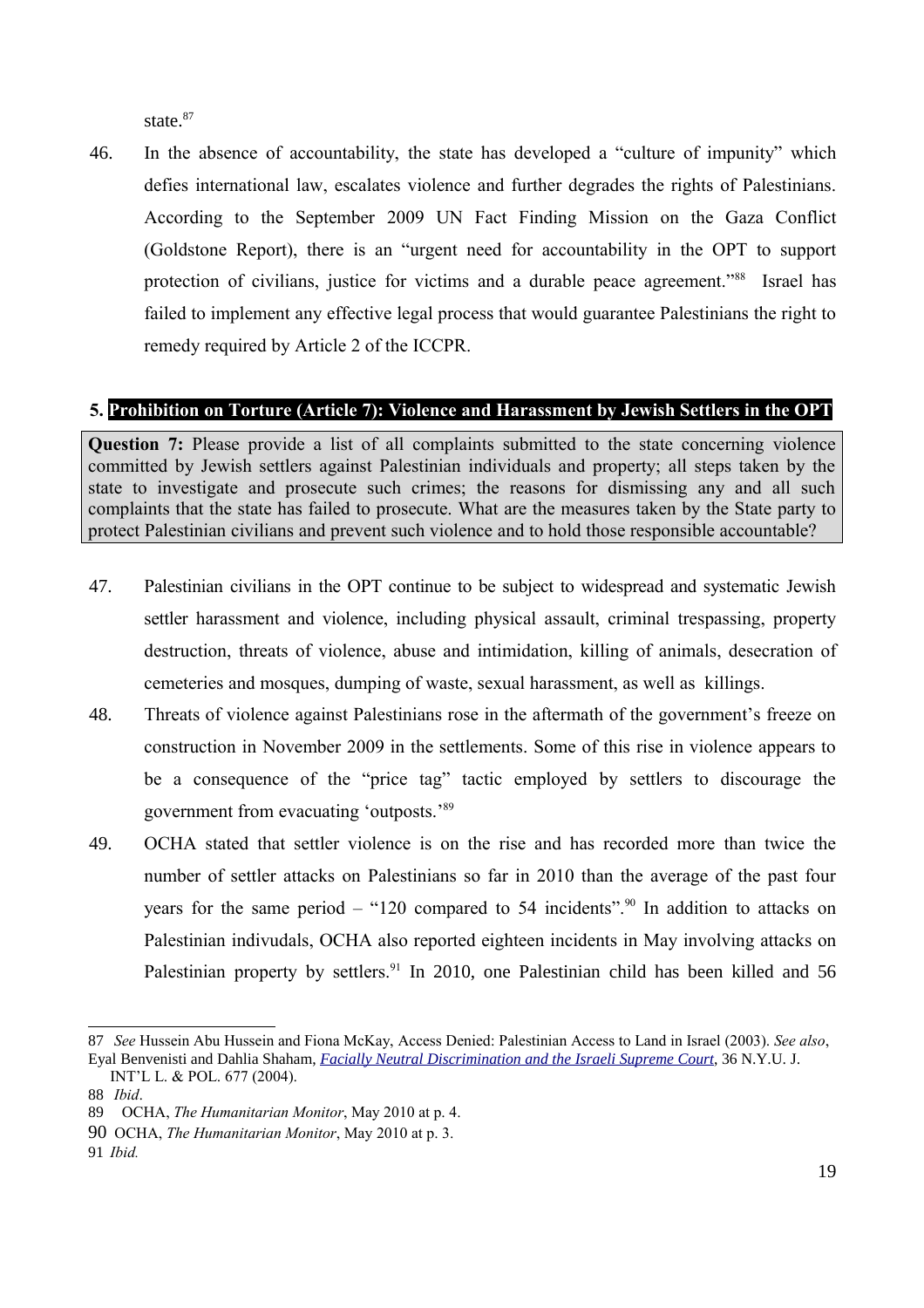state.[87]

46. In the absence of accountability, the state has developed a "culture of impunity" which defies international law, escalates violence and further degrades the rights of Palestinians. According to the September 2009 UN Fact Finding Mission on the Gaza Conflict (Goldstone Report), there is an "urgent need for accountability in the OPT to support protection of civilians, justice for victims and a durable peace agreement."[88] Israel has failed to implement any effective legal process that would guarantee Palestinians the right to remedy required by Article 2 of the ICCPR.

## 5. Prohibition on Torture (Article 7): Violence and Harassment by Jewish Settlers in the OPT

**Question 7:** Please provide a list of all complaints submitted to the state concerning violence committed by Jewish settlers against Palestinian individuals and property; all steps taken by the state to investigate and prosecute such crimes; the reasons for dismissing any and all such complaints that the state has failed to prosecute. What are the measures taken by the State party to protect Palestinian civilians and prevent such violence and to hold those responsible accountable?

47. Palestinian civilians in the OPT continue to be subject to widespread and systematic Jewish settler harassment and violence, including physical assault, criminal trespassing, property destruction, threats of violence, abuse and intimidation, killing of animals, desecration of cemeteries and mosques, dumping of waste, sexual harassment, as well as killings.

48. Threats of violence against Palestinians rose in the aftermath of the government's freeze on construction in November 2009 in the settlements. Some of this rise in violence appears to be a consequence of the "price tag" tactic employed by settlers to discourage the government from evacuating 'outposts.'[89]

49. OCHA stated that settler violence is on the rise and has recorded more than twice the number of settler attacks on Palestinians so far in 2010 than the average of the past four years for the same period – "120 compared to 54 incidents".[90] In addition to attacks on Palestinian indivudals, OCHA also reported eighteen incidents in May involving attacks on Palestinian property by settlers.[91] In 2010, one Palestinian child has been killed and 56

---

87 *See* Hussein Abu Hussein and Fiona McKay, Access Denied: Palestinian Access to Land in Israel (2003). *See also*, Eyal Benvenisti and Dahlia Shaham, *Facially Neutral Discrimination and the Israeli Supreme Court*, 36 N.Y.U. J. INT'L L. & POL. 677 (2004).

88 *Ibid*.

89 OCHA, *The Humanitarian Monitor*, May 2010 at p. 4.

90 OCHA, *The Humanitarian Monitor*, May 2010 at p. 3.

91 *Ibid.*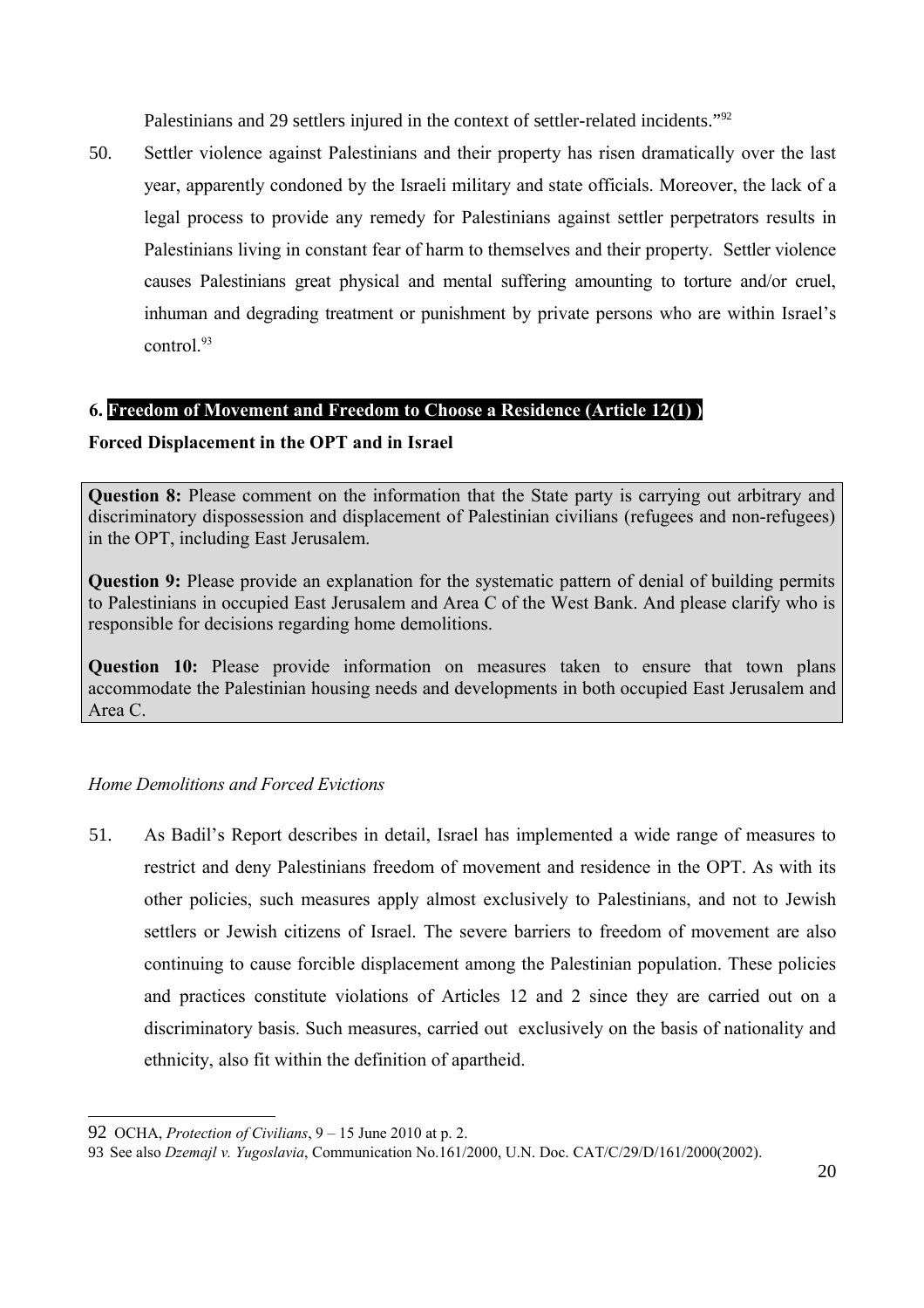Palestinians and 29 settlers injured in the context of settler-related incidents."[92]

50. Settler violence against Palestinians and their property has risen dramatically over the last year, apparently condoned by the Israeli military and state officials. Moreover, the lack of a legal process to provide any remedy for Palestinians against settler perpetrators results in Palestinians living in constant fear of harm to themselves and their property. Settler violence causes Palestinians great physical and mental suffering amounting to torture and/or cruel, inhuman and degrading treatment or punishment by private persons who are within Israel's control.[93]

## 6. Freedom of Movement and Freedom to Choose a Residence (Article 12(1) )

**Forced Displacement in the OPT and in Israel**

> **Question 8:** Please comment on the information that the State party is carrying out arbitrary and discriminatory dispossession and displacement of Palestinian civilians (refugees and non-refugees) in the OPT, including East Jerusalem.
>
> **Question 9:** Please provide an explanation for the systematic pattern of denial of building permits to Palestinians in occupied East Jerusalem and Area C of the West Bank. And please clarify who is responsible for decisions regarding home demolitions.
>
> **Question 10:** Please provide information on measures taken to ensure that town plans accommodate the Palestinian housing needs and developments in both occupied East Jerusalem and Area C.

*Home Demolitions and Forced Evictions*

51. As Badil's Report describes in detail, Israel has implemented a wide range of measures to restrict and deny Palestinians freedom of movement and residence in the OPT. As with its other policies, such measures apply almost exclusively to Palestinians, and not to Jewish settlers or Jewish citizens of Israel. The severe barriers to freedom of movement are also continuing to cause forcible displacement among the Palestinian population. These policies and practices constitute violations of Articles 12 and 2 since they are carried out on a discriminatory basis. Such measures, carried out exclusively on the basis of nationality and ethnicity, also fit within the definition of apartheid.

---

92 OCHA, *Protection of Civilians*, 9 – 15 June 2010 at p. 2.

93 See also *Dzemajl v. Yugoslavia*, Communication No.161/2000, U.N. Doc. CAT/C/29/D/161/2000(2002).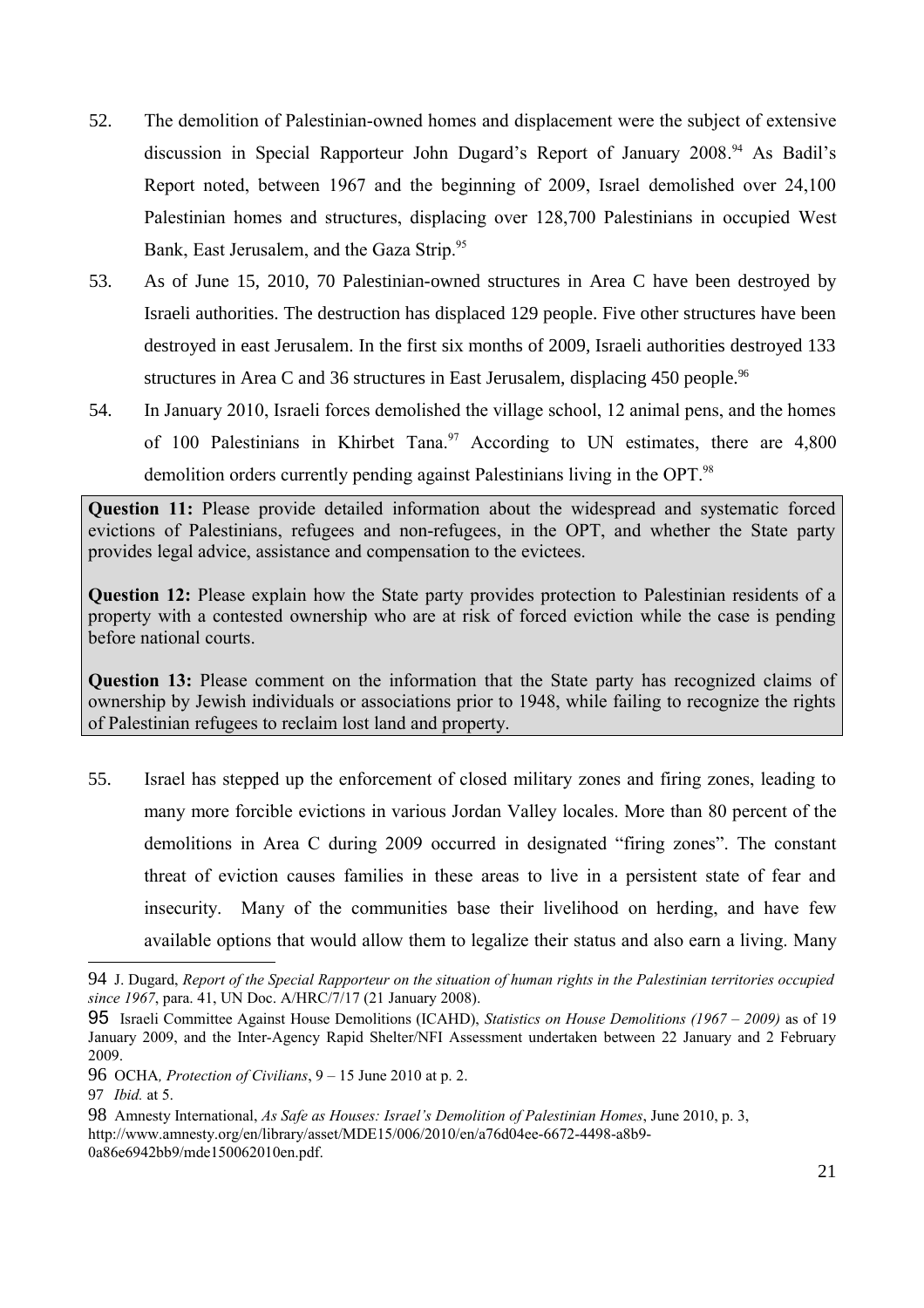52. The demolition of Palestinian-owned homes and displacement were the subject of extensive discussion in Special Rapporteur John Dugard's Report of January 2008.[94] As Badil's Report noted, between 1967 and the beginning of 2009, Israel demolished over 24,100 Palestinian homes and structures, displacing over 128,700 Palestinians in occupied West Bank, East Jerusalem, and the Gaza Strip.[95]

53. As of June 15, 2010, 70 Palestinian-owned structures in Area C have been destroyed by Israeli authorities. The destruction has displaced 129 people. Five other structures have been destroyed in east Jerusalem. In the first six months of 2009, Israeli authorities destroyed 133 structures in Area C and 36 structures in East Jerusalem, displacing 450 people.[96]

54. In January 2010, Israeli forces demolished the village school, 12 animal pens, and the homes of 100 Palestinians in Khirbet Tana.[97] According to UN estimates, there are 4,800 demolition orders currently pending against Palestinians living in the OPT.[98]

**Question 11:** Please provide detailed information about the widespread and systematic forced evictions of Palestinians, refugees and non-refugees, in the OPT, and whether the State party provides legal advice, assistance and compensation to the evictees.

**Question 12:** Please explain how the State party provides protection to Palestinian residents of a property with a contested ownership who are at risk of forced eviction while the case is pending before national courts.

**Question 13:** Please comment on the information that the State party has recognized claims of ownership by Jewish individuals or associations prior to 1948, while failing to recognize the rights of Palestinian refugees to reclaim lost land and property.

55. Israel has stepped up the enforcement of closed military zones and firing zones, leading to many more forcible evictions in various Jordan Valley locales. More than 80 percent of the demolitions in Area C during 2009 occurred in designated "firing zones". The constant threat of eviction causes families in these areas to live in a persistent state of fear and insecurity. Many of the communities base their livelihood on herding, and have few available options that would allow them to legalize their status and also earn a living. Many

---

94 J. Dugard, *Report of the Special Rapporteur on the situation of human rights in the Palestinian territories occupied since 1967*, para. 41, UN Doc. A/HRC/7/17 (21 January 2008).

95 Israeli Committee Against House Demolitions (ICAHD), *Statistics on House Demolitions (1967 – 2009)* as of 19 January 2009, and the Inter-Agency Rapid Shelter/NFI Assessment undertaken between 22 January and 2 February 2009.

96 OCHA*, Protection of Civilians*, 9 – 15 June 2010 at p. 2.

97 *Ibid.* at 5.

98 Amnesty International, *As Safe as Houses: Israel's Demolition of Palestinian Homes*, June 2010, p. 3, http://www.amnesty.org/en/library/asset/MDE15/006/2010/en/a76d04ee-6672-4498-a8b9-0a86e6942bb9/mde150062010en.pdf.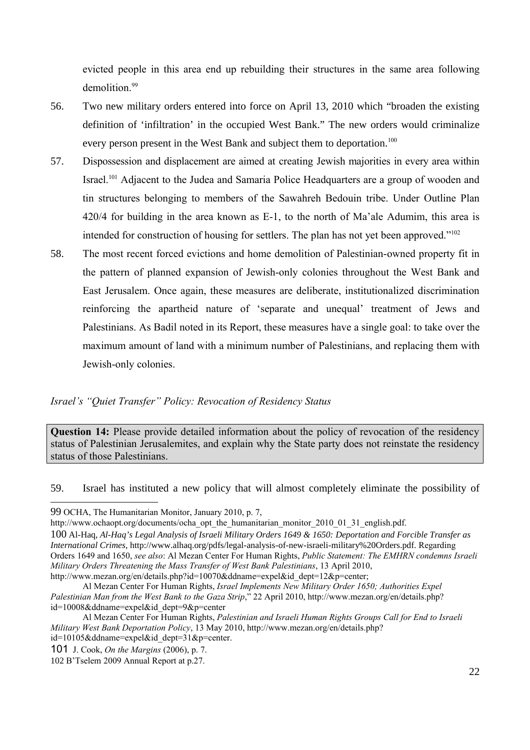evicted people in this area end up rebuilding their structures in the same area following demolition.[99]

56. Two new military orders entered into force on April 13, 2010 which "broaden the existing definition of 'infiltration' in the occupied West Bank." The new orders would criminalize every person present in the West Bank and subject them to deportation.[100]

57. Dispossession and displacement are aimed at creating Jewish majorities in every area within Israel.[101] Adjacent to the Judea and Samaria Police Headquarters are a group of wooden and tin structures belonging to members of the Sawahreh Bedouin tribe. Under Outline Plan 420/4 for building in the area known as E-1, to the north of Ma'ale Adumim, this area is intended for construction of housing for settlers. The plan has not yet been approved."[102]

58. The most recent forced evictions and home demolition of Palestinian-owned property fit in the pattern of planned expansion of Jewish-only colonies throughout the West Bank and East Jerusalem. Once again, these measures are deliberate, institutionalized discrimination reinforcing the apartheid nature of 'separate and unequal' treatment of Jews and Palestinians. As Badil noted in its Report, these measures have a single goal: to take over the maximum amount of land with a minimum number of Palestinians, and replacing them with Jewish-only colonies.

*Israel's "Quiet Transfer" Policy: Revocation of Residency Status*

**Question 14:** Please provide detailed information about the policy of revocation of the residency status of Palestinian Jerusalemites, and explain why the State party does not reinstate the residency status of those Palestinians.

59. Israel has instituted a new policy that will almost completely eliminate the possibility of

---

99 OCHA, The Humanitarian Monitor, January 2010, p. 7, http://www.ochaopt.org/documents/ocha_opt_the_humanitarian_monitor_2010_01_31_english.pdf.

100 Al-Haq, *Al-Haq's Legal Analysis of Israeli Military Orders 1649 & 1650: Deportation and Forcible Transfer as International Crimes*, http://www.alhaq.org/pdfs/legal-analysis-of-new-israeli-military%20Orders.pdf. Regarding Orders 1649 and 1650, *see also*: Al Mezan Center For Human Rights, *Public Statement: The EMHRN condemns Israeli Military Orders Threatening the Mass Transfer of West Bank Palestinians*, 13 April 2010, http://www.mezan.org/en/details.php?id=10070&ddname=expel&id_dept=12&p=center;

Al Mezan Center For Human Rights, *Israel Implements New Military Order 1650; Authorities Expel Palestinian Man from the West Bank to the Gaza Strip*," 22 April 2010, http://www.mezan.org/en/details.php?id=10008&ddname=expel&id_dept=9&p=center

Al Mezan Center For Human Rights, *Palestinian and Israeli Human Rights Groups Call for End to Israeli Military West Bank Deportation Policy*, 13 May 2010, http://www.mezan.org/en/details.php?id=10105&ddname=expel&id_dept=31&p=center.

101 J. Cook, *On the Margins* (2006), p. 7.

102 B'Tselem 2009 Annual Report at p.27.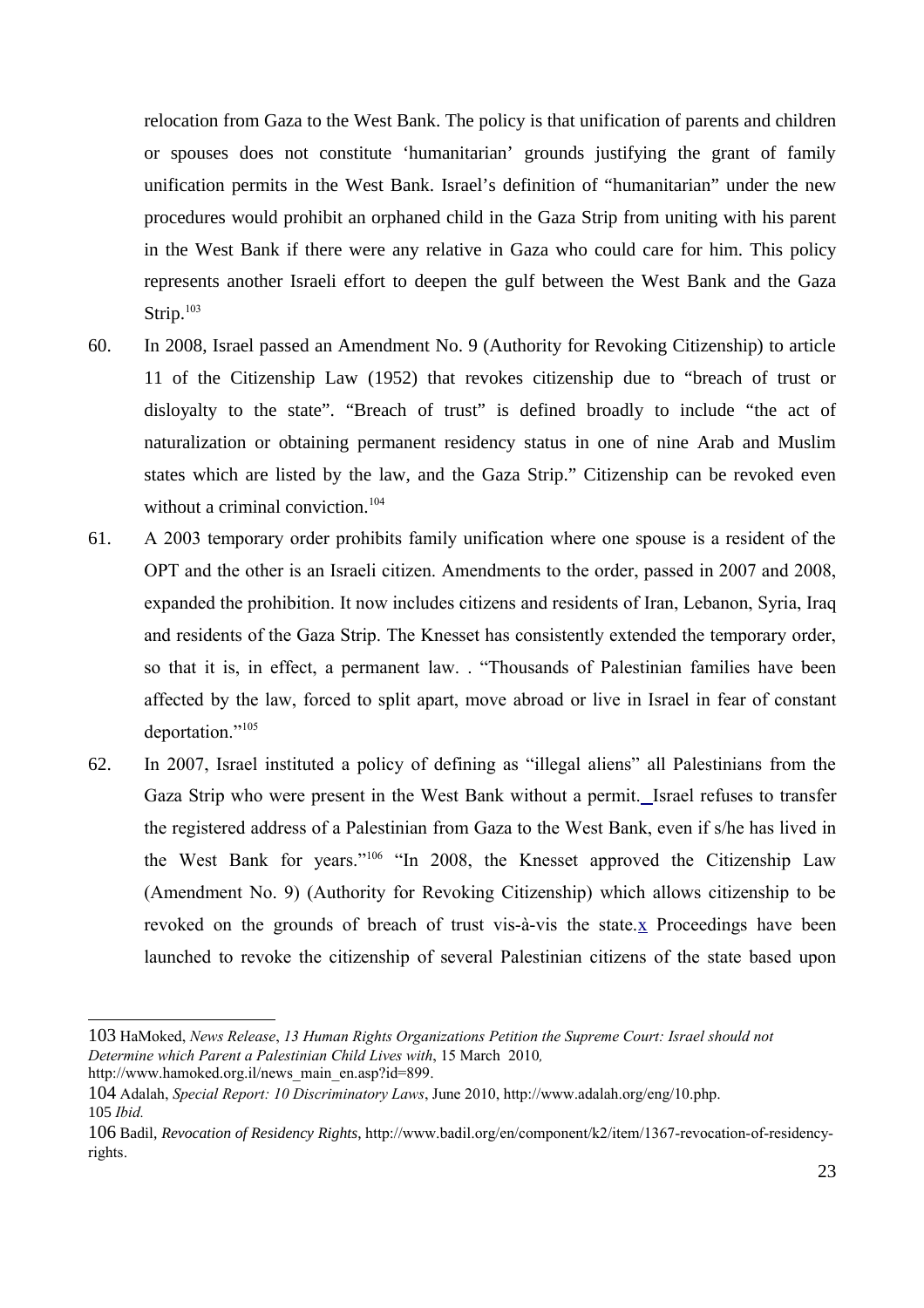relocation from Gaza to the West Bank. The policy is that unification of parents and children or spouses does not constitute 'humanitarian' grounds justifying the grant of family unification permits in the West Bank. Israel's definition of "humanitarian" under the new procedures would prohibit an orphaned child in the Gaza Strip from uniting with his parent in the West Bank if there were any relative in Gaza who could care for him. This policy represents another Israeli effort to deepen the gulf between the West Bank and the Gaza Strip.[103]

60. In 2008, Israel passed an Amendment No. 9 (Authority for Revoking Citizenship) to article 11 of the Citizenship Law (1952) that revokes citizenship due to "breach of trust or disloyalty to the state". "Breach of trust" is defined broadly to include "the act of naturalization or obtaining permanent residency status in one of nine Arab and Muslim states which are listed by the law, and the Gaza Strip." Citizenship can be revoked even without a criminal conviction.[104]

61. A 2003 temporary order prohibits family unification where one spouse is a resident of the OPT and the other is an Israeli citizen. Amendments to the order, passed in 2007 and 2008, expanded the prohibition. It now includes citizens and residents of Iran, Lebanon, Syria, Iraq and residents of the Gaza Strip. The Knesset has consistently extended the temporary order, so that it is, in effect, a permanent law. . "Thousands of Palestinian families have been affected by the law, forced to split apart, move abroad or live in Israel in fear of constant deportation."[105]

62. In 2007, Israel instituted a policy of defining as "illegal aliens" all Palestinians from the Gaza Strip who were present in the West Bank without a permit. Israel refuses to transfer the registered address of a Palestinian from Gaza to the West Bank, even if s/he has lived in the West Bank for years."[106] "In 2008, the Knesset approved the Citizenship Law (Amendment No. 9) (Authority for Revoking Citizenship) which allows citizenship to be revoked on the grounds of breach of trust vis-à-vis the state.x Proceedings have been launched to revoke the citizenship of several Palestinian citizens of the state based upon

---

103 HaMoked, *News Release*, *13 Human Rights Organizations Petition the Supreme Court: Israel should not Determine which Parent a Palestinian Child Lives with*, 15 March 2010, http://www.hamoked.org.il/news_main_en.asp?id=899.

104 Adalah, *Special Report: 10 Discriminatory Laws*, June 2010, http://www.adalah.org/eng/10.php.

105 *Ibid.*

106 Badil, *Revocation of Residency Rights*, http://www.badil.org/en/component/k2/item/1367-revocation-of-residency-rights.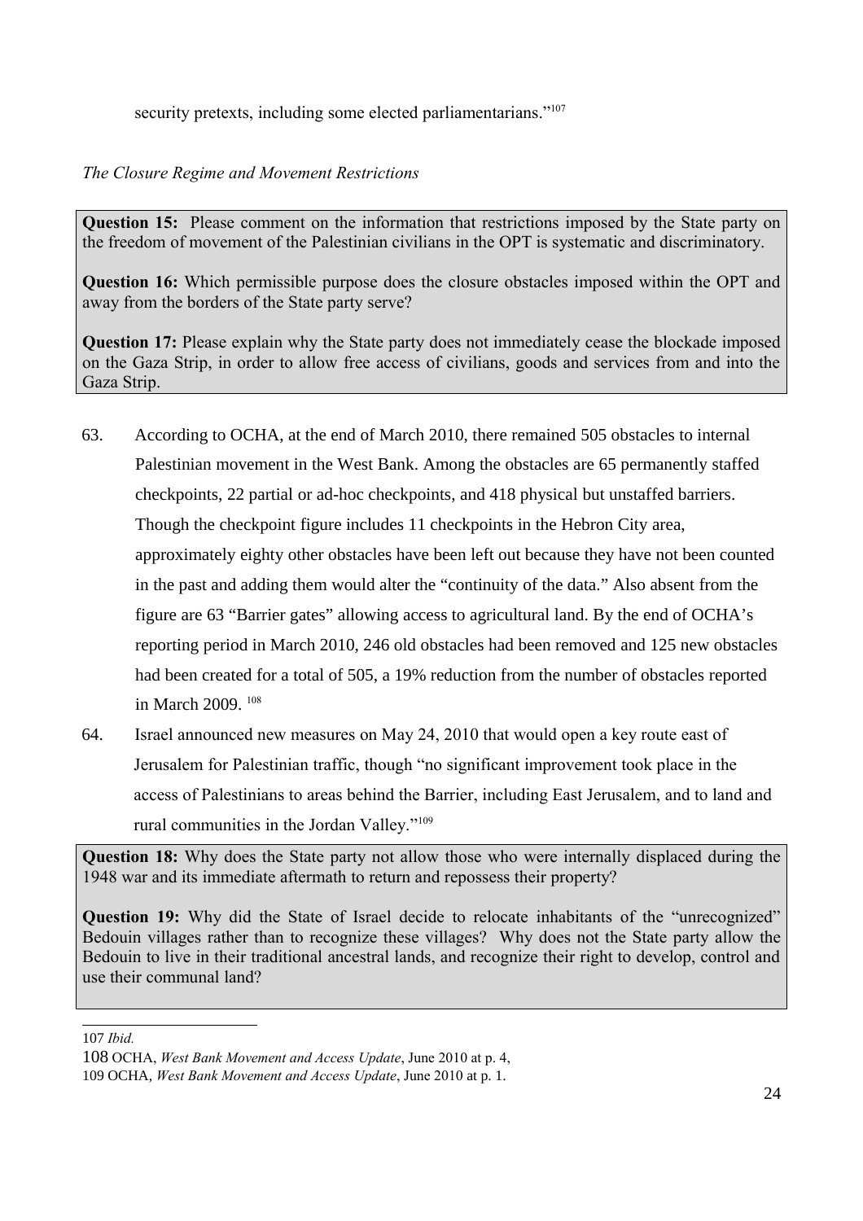security pretexts, including some elected parliamentarians."[107]

*The Closure Regime and Movement Restrictions*

**Question 15:** Please comment on the information that restrictions imposed by the State party on the freedom of movement of the Palestinian civilians in the OPT is systematic and discriminatory.

**Question 16:** Which permissible purpose does the closure obstacles imposed within the OPT and away from the borders of the State party serve?

**Question 17:** Please explain why the State party does not immediately cease the blockade imposed on the Gaza Strip, in order to allow free access of civilians, goods and services from and into the Gaza Strip.

63. According to OCHA, at the end of March 2010, there remained 505 obstacles to internal Palestinian movement in the West Bank. Among the obstacles are 65 permanently staffed checkpoints, 22 partial or ad-hoc checkpoints, and 418 physical but unstaffed barriers. Though the checkpoint figure includes 11 checkpoints in the Hebron City area, approximately eighty other obstacles have been left out because they have not been counted in the past and adding them would alter the "continuity of the data." Also absent from the figure are 63 "Barrier gates" allowing access to agricultural land. By the end of OCHA's reporting period in March 2010, 246 old obstacles had been removed and 125 new obstacles had been created for a total of 505, a 19% reduction from the number of obstacles reported in March 2009. [108]

64. Israel announced new measures on May 24, 2010 that would open a key route east of Jerusalem for Palestinian traffic, though "no significant improvement took place in the access of Palestinians to areas behind the Barrier, including East Jerusalem, and to land and rural communities in the Jordan Valley."[109]

**Question 18:** Why does the State party not allow those who were internally displaced during the 1948 war and its immediate aftermath to return and repossess their property?

**Question 19:** Why did the State of Israel decide to relocate inhabitants of the "unrecognized" Bedouin villages rather than to recognize these villages? Why does not the State party allow the Bedouin to live in their traditional ancestral lands, and recognize their right to develop, control and use their communal land?

107 *Ibid.*

108 OCHA, *West Bank Movement and Access Update*, June 2010 at p. 4,

109 OCHA, *West Bank Movement and Access Update*, June 2010 at p. 1.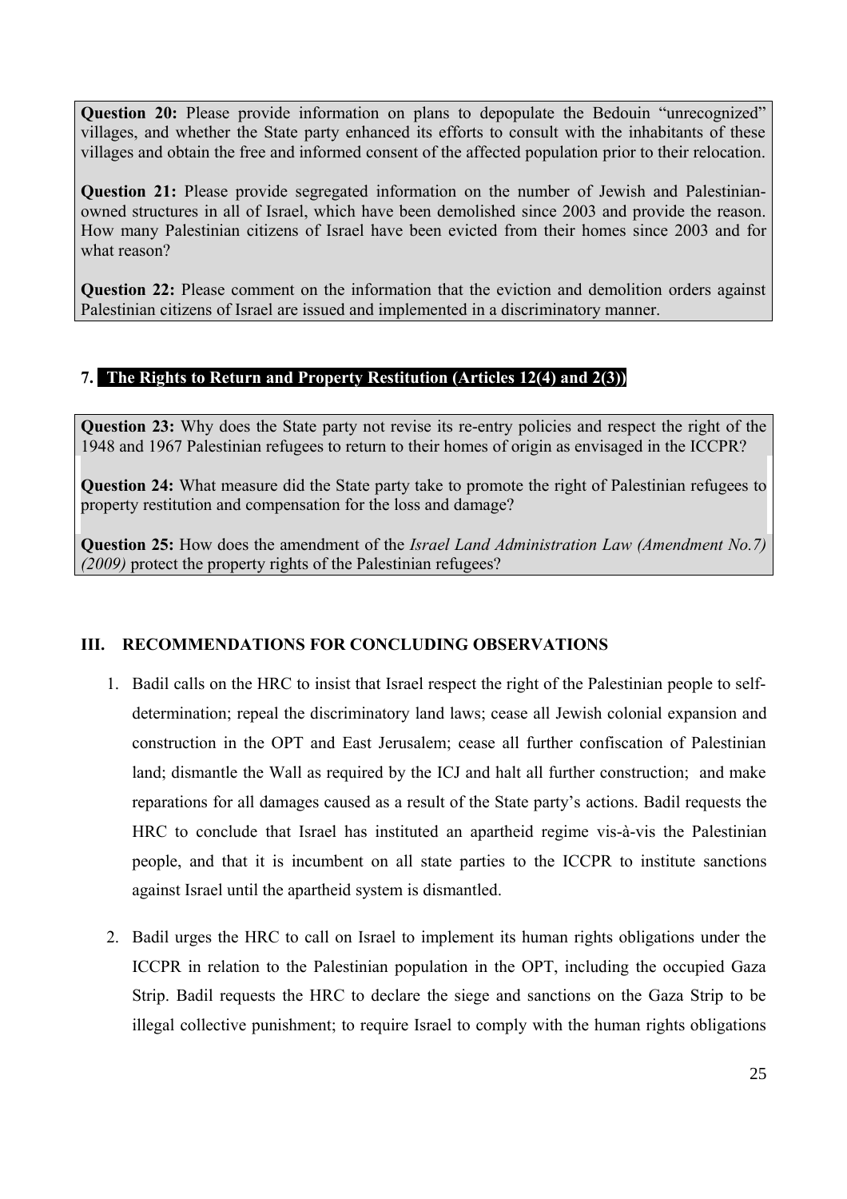**Question 20:** Please provide information on plans to depopulate the Bedouin "unrecognized" villages, and whether the State party enhanced its efforts to consult with the inhabitants of these villages and obtain the free and informed consent of the affected population prior to their relocation.

**Question 21:** Please provide segregated information on the number of Jewish and Palestinian-owned structures in all of Israel, which have been demolished since 2003 and provide the reason. How many Palestinian citizens of Israel have been evicted from their homes since 2003 and for what reason?

**Question 22:** Please comment on the information that the eviction and demolition orders against Palestinian citizens of Israel are issued and implemented in a discriminatory manner.

### 7. The Rights to Return and Property Restitution (Articles 12(4) and 2(3))

**Question 23:** Why does the State party not revise its re-entry policies and respect the right of the 1948 and 1967 Palestinian refugees to return to their homes of origin as envisaged in the ICCPR?

**Question 24:** What measure did the State party take to promote the right of Palestinian refugees to property restitution and compensation for the loss and damage?

**Question 25:** How does the amendment of the *Israel Land Administration Law (Amendment No.7) (2009)* protect the property rights of the Palestinian refugees?

## III. RECOMMENDATIONS FOR CONCLUDING OBSERVATIONS

1. Badil calls on the HRC to insist that Israel respect the right of the Palestinian people to self-determination; repeal the discriminatory land laws; cease all Jewish colonial expansion and construction in the OPT and East Jerusalem; cease all further confiscation of Palestinian land; dismantle the Wall as required by the ICJ and halt all further construction; and make reparations for all damages caused as a result of the State party's actions. Badil requests the HRC to conclude that Israel has instituted an apartheid regime vis-à-vis the Palestinian people, and that it is incumbent on all state parties to the ICCPR to institute sanctions against Israel until the apartheid system is dismantled.

2. Badil urges the HRC to call on Israel to implement its human rights obligations under the ICCPR in relation to the Palestinian population in the OPT, including the occupied Gaza Strip. Badil requests the HRC to declare the siege and sanctions on the Gaza Strip to be illegal collective punishment; to require Israel to comply with the human rights obligations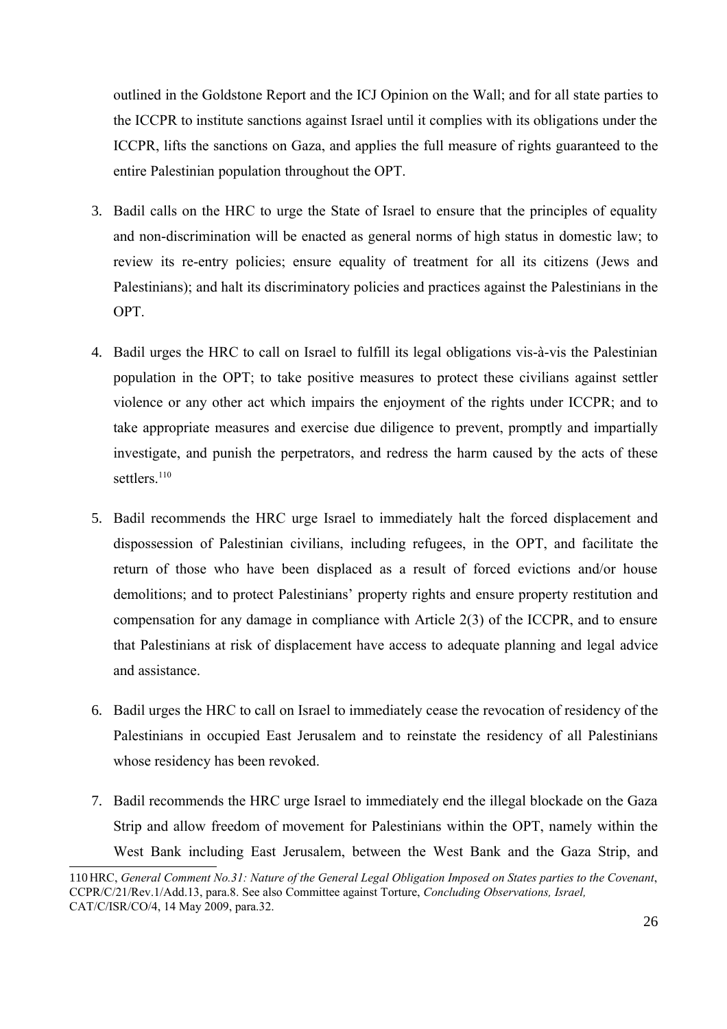outlined in the Goldstone Report and the ICJ Opinion on the Wall; and for all state parties to the ICCPR to institute sanctions against Israel until it complies with its obligations under the ICCPR, lifts the sanctions on Gaza, and applies the full measure of rights guaranteed to the entire Palestinian population throughout the OPT.

3. Badil calls on the HRC to urge the State of Israel to ensure that the principles of equality and non-discrimination will be enacted as general norms of high status in domestic law; to review its re-entry policies; ensure equality of treatment for all its citizens (Jews and Palestinians); and halt its discriminatory policies and practices against the Palestinians in the OPT.

4. Badil urges the HRC to call on Israel to fulfill its legal obligations vis-à-vis the Palestinian population in the OPT; to take positive measures to protect these civilians against settler violence or any other act which impairs the enjoyment of the rights under ICCPR; and to take appropriate measures and exercise due diligence to prevent, promptly and impartially investigate, and punish the perpetrators, and redress the harm caused by the acts of these settlers.[110]

5. Badil recommends the HRC urge Israel to immediately halt the forced displacement and dispossession of Palestinian civilians, including refugees, in the OPT, and facilitate the return of those who have been displaced as a result of forced evictions and/or house demolitions; and to protect Palestinians' property rights and ensure property restitution and compensation for any damage in compliance with Article 2(3) of the ICCPR, and to ensure that Palestinians at risk of displacement have access to adequate planning and legal advice and assistance.

6. Badil urges the HRC to call on Israel to immediately cease the revocation of residency of the Palestinians in occupied East Jerusalem and to reinstate the residency of all Palestinians whose residency has been revoked.

7. Badil recommends the HRC urge Israel to immediately end the illegal blockade on the Gaza Strip and allow freedom of movement for Palestinians within the OPT, namely within the West Bank including East Jerusalem, between the West Bank and the Gaza Strip, and

---

110 HRC, *General Comment No.31: Nature of the General Legal Obligation Imposed on States parties to the Covenant*, CCPR/C/21/Rev.1/Add.13, para.8. See also Committee against Torture, *Concluding Observations, Israel,* CAT/C/ISR/CO/4, 14 May 2009, para.32.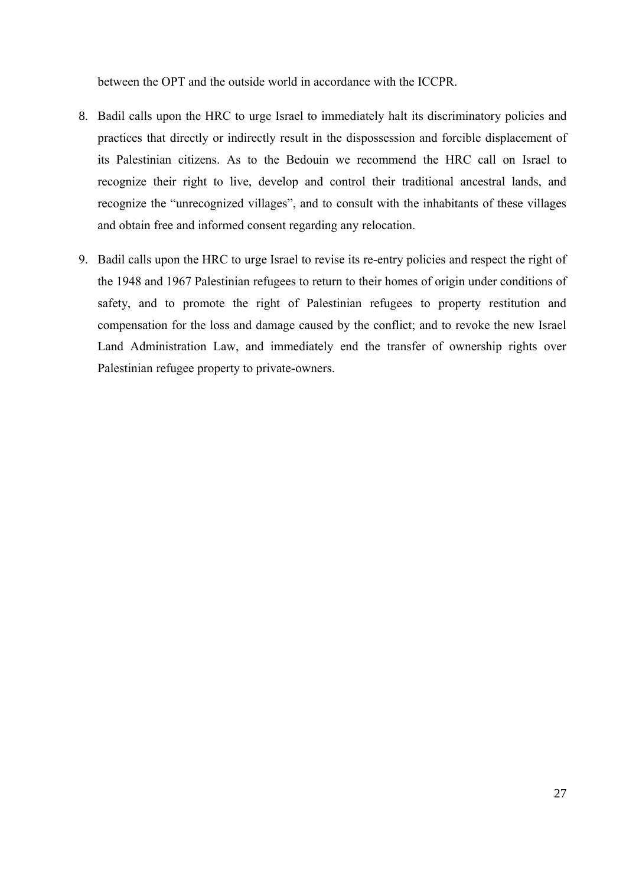between the OPT and the outside world in accordance with the ICCPR.

8. Badil calls upon the HRC to urge Israel to immediately halt its discriminatory policies and practices that directly or indirectly result in the dispossession and forcible displacement of its Palestinian citizens. As to the Bedouin we recommend the HRC call on Israel to recognize their right to live, develop and control their traditional ancestral lands, and recognize the "unrecognized villages", and to consult with the inhabitants of these villages and obtain free and informed consent regarding any relocation.

9. Badil calls upon the HRC to urge Israel to revise its re-entry policies and respect the right of the 1948 and 1967 Palestinian refugees to return to their homes of origin under conditions of safety, and to promote the right of Palestinian refugees to property restitution and compensation for the loss and damage caused by the conflict; and to revoke the new Israel Land Administration Law, and immediately end the transfer of ownership rights over Palestinian refugee property to private-owners.